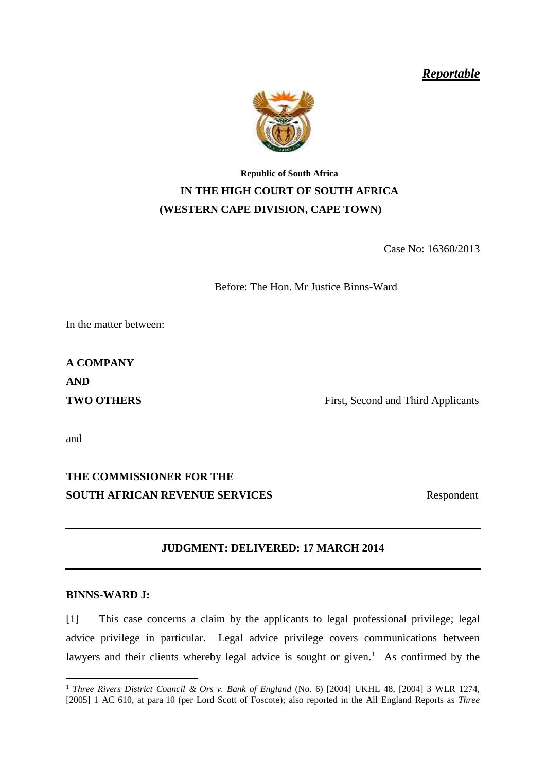***Reportable***

**Republic of South Africa**

**IN THE HIGH COURT OF SOUTH AFRICA**

**(WESTERN CAPE DIVISION, CAPE TOWN)**

Case No: 16360/2013

Before: The Hon. Mr Justice Binns-Ward

In the matter between:

**A COMPANY**

**AND**

**TWO OTHERS** — First, Second and Third Applicants

and

**THE COMMISSIONER FOR THE SOUTH AFRICAN REVENUE SERVICES** — Respondent

---

**JUDGMENT: DELIVERED: 17 MARCH 2014**

---

**BINNS-WARD J:**

[1] This case concerns a claim by the applicants to legal professional privilege; legal advice privilege in particular. Legal advice privilege covers communications between lawyers and their clients whereby legal advice is sought or given.[1] As confirmed by the

---

[1] *Three Rivers District Council & Ors v. Bank of England* (No. 6) [2004] UKHL 48, [2004] 3 WLR 1274, [2005] 1 AC 610, at para 10 (per Lord Scott of Foscote); also reported in the All England Reports as *Three*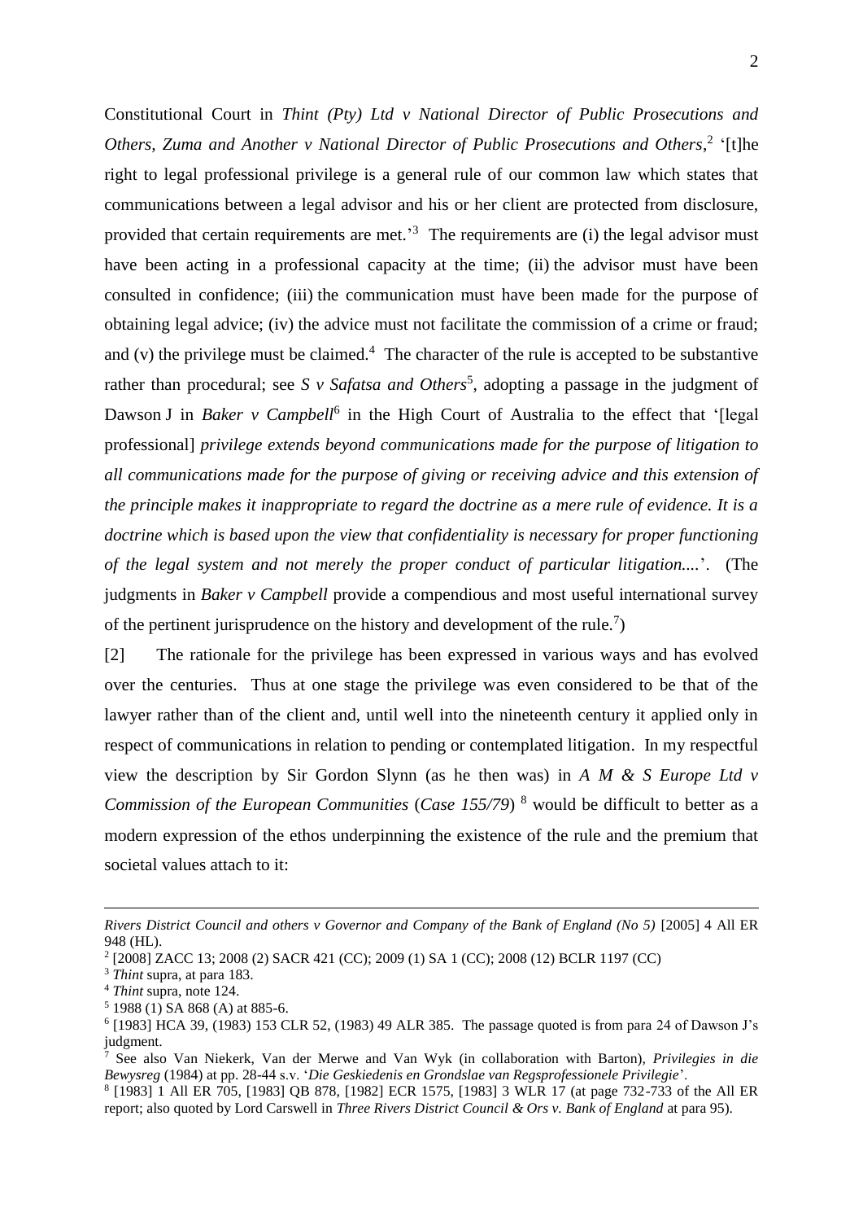Constitutional Court in *Thint (Pty) Ltd v National Director of Public Prosecutions and Others, Zuma and Another v National Director of Public Prosecutions and Others*,[2] '[t]he right to legal professional privilege is a general rule of our common law which states that communications between a legal advisor and his or her client are protected from disclosure, provided that certain requirements are met.'[3] The requirements are (i) the legal advisor must have been acting in a professional capacity at the time; (ii) the advisor must have been consulted in confidence; (iii) the communication must have been made for the purpose of obtaining legal advice; (iv) the advice must not facilitate the commission of a crime or fraud; and (v) the privilege must be claimed.[4] The character of the rule is accepted to be substantive rather than procedural; see *S v Safatsa and Others*[5], adopting a passage in the judgment of Dawson J in *Baker v Campbell*[6] in the High Court of Australia to the effect that '[legal professional] *privilege extends beyond communications made for the purpose of litigation to all communications made for the purpose of giving or receiving advice and this extension of the principle makes it inappropriate to regard the doctrine as a mere rule of evidence. It is a doctrine which is based upon the view that confidentiality is necessary for proper functioning of the legal system and not merely the proper conduct of particular litigation....*'. (The judgments in *Baker v Campbell* provide a compendious and most useful international survey of the pertinent jurisprudence on the history and development of the rule.[7])

[2] The rationale for the privilege has been expressed in various ways and has evolved over the centuries. Thus at one stage the privilege was even considered to be that of the lawyer rather than of the client and, until well into the nineteenth century it applied only in respect of communications in relation to pending or contemplated litigation. In my respectful view the description by Sir Gordon Slynn (as he then was) in *A M & S Europe Ltd v Commission of the European Communities* (*Case 155/79*) [8] would be difficult to better as a modern expression of the ethos underpinning the existence of the rule and the premium that societal values attach to it:

---

*Rivers District Council and others v Governor and Company of the Bank of England (No 5)* [2005] 4 All ER 948 (HL).

[2] [2008] ZACC 13; 2008 (2) SACR 421 (CC); 2009 (1) SA 1 (CC); 2008 (12) BCLR 1197 (CC)

[3] *Thint* supra, at para 183.

[4] *Thint* supra, note 124.

[5] 1988 (1) SA 868 (A) at 885-6.

[6] [1983] HCA 39, (1983) 153 CLR 52, (1983) 49 ALR 385. The passage quoted is from para 24 of Dawson J's judgment.

[7] See also Van Niekerk, Van der Merwe and Van Wyk (in collaboration with Barton), *Privilegies in die Bewysreg* (1984) at pp. 28-44 s.v. '*Die Geskiedenis en Grondslae van Regsprofessionele Privilegie*'.

[8] [1983] 1 All ER 705, [1983] QB 878, [1982] ECR 1575, [1983] 3 WLR 17 (at page 732-733 of the All ER report; also quoted by Lord Carswell in *Three Rivers District Council & Ors v. Bank of England* at para 95).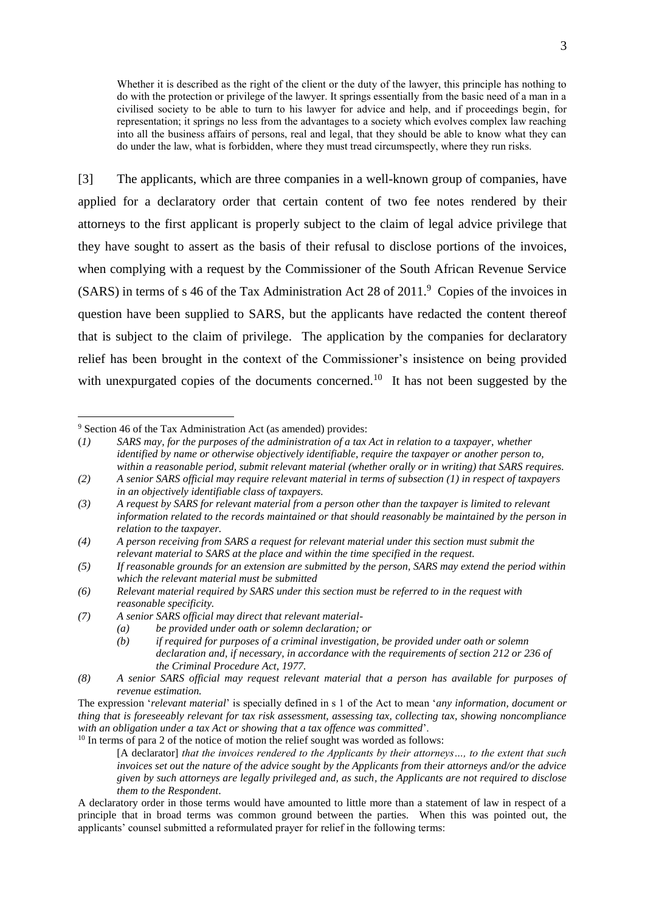> Whether it is described as the right of the client or the duty of the lawyer, this principle has nothing to do with the protection or privilege of the lawyer. It springs essentially from the basic need of a man in a civilised society to be able to turn to his lawyer for advice and help, and if proceedings begin, for representation; it springs no less from the advantages to a society which evolves complex law reaching into all the business affairs of persons, real and legal, that they should be able to know what they can do under the law, what is forbidden, where they must tread circumspectly, where they run risks.

[3] The applicants, which are three companies in a well-known group of companies, have applied for a declaratory order that certain content of two fee notes rendered by their attorneys to the first applicant is properly subject to the claim of legal advice privilege that they have sought to assert as the basis of their refusal to disclose portions of the invoices, when complying with a request by the Commissioner of the South African Revenue Service (SARS) in terms of s 46 of the Tax Administration Act 28 of 2011.[9] Copies of the invoices in question have been supplied to SARS, but the applicants have redacted the content thereof that is subject to the claim of privilege. The application by the companies for declaratory relief has been brought in the context of the Commissioner's insistence on being provided with unexpurgated copies of the documents concerned.[10] It has not been suggested by the

---

[9] Section 46 of the Tax Administration Act (as amended) provides:

(*1*) *SARS may, for the purposes of the administration of a tax Act in relation to a taxpayer, whether identified by name or otherwise objectively identifiable, require the taxpayer or another person to, within a reasonable period, submit relevant material (whether orally or in writing) that SARS requires.*

*(2) A senior SARS official may require relevant material in terms of subsection (1) in respect of taxpayers in an objectively identifiable class of taxpayers.*

*(3) A request by SARS for relevant material from a person other than the taxpayer is limited to relevant information related to the records maintained or that should reasonably be maintained by the person in relation to the taxpayer.*

*(4) A person receiving from SARS a request for relevant material under this section must submit the relevant material to SARS at the place and within the time specified in the request.*

*(5) If reasonable grounds for an extension are submitted by the person, SARS may extend the period within which the relevant material must be submitted*

*(6) Relevant material required by SARS under this section must be referred to in the request with reasonable specificity.*

*(7) A senior SARS official may direct that relevant material-*

*(a) be provided under oath or solemn declaration; or*

*(b) if required for purposes of a criminal investigation, be provided under oath or solemn declaration and, if necessary, in accordance with the requirements of section 212 or 236 of the Criminal Procedure Act, 1977.*

*(8) A senior SARS official may request relevant material that a person has available for purposes of revenue estimation.*

The expression '*relevant material*' is specially defined in s 1 of the Act to mean '*any information, document or thing that is foreseeably relevant for tax risk assessment, assessing tax, collecting tax, showing noncompliance with an obligation under a tax Act or showing that a tax offence was committed*'.

[10] In terms of para 2 of the notice of motion the relief sought was worded as follows:

> [A declarator] *that the invoices rendered to the Applicants by their attorneys…, to the extent that such invoices set out the nature of the advice sought by the Applicants from their attorneys and/or the advice given by such attorneys are legally privileged and, as such, the Applicants are not required to disclose them to the Respondent*.

A declaratory order in those terms would have amounted to little more than a statement of law in respect of a principle that in broad terms was common ground between the parties. When this was pointed out, the applicants' counsel submitted a reformulated prayer for relief in the following terms: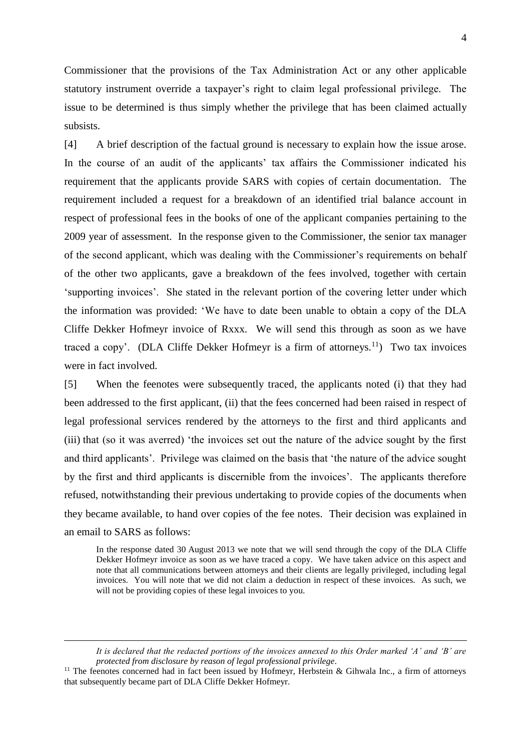Commissioner that the provisions of the Tax Administration Act or any other applicable statutory instrument override a taxpayer's right to claim legal professional privilege. The issue to be determined is thus simply whether the privilege that has been claimed actually subsists.

[4] A brief description of the factual ground is necessary to explain how the issue arose. In the course of an audit of the applicants' tax affairs the Commissioner indicated his requirement that the applicants provide SARS with copies of certain documentation. The requirement included a request for a breakdown of an identified trial balance account in respect of professional fees in the books of one of the applicant companies pertaining to the 2009 year of assessment. In the response given to the Commissioner, the senior tax manager of the second applicant, which was dealing with the Commissioner's requirements on behalf of the other two applicants, gave a breakdown of the fees involved, together with certain 'supporting invoices'. She stated in the relevant portion of the covering letter under which the information was provided: 'We have to date been unable to obtain a copy of the DLA Cliffe Dekker Hofmeyr invoice of Rxxx. We will send this through as soon as we have traced a copy'. (DLA Cliffe Dekker Hofmeyr is a firm of attorneys.[11]) Two tax invoices were in fact involved.

[5] When the feenotes were subsequently traced, the applicants noted (i) that they had been addressed to the first applicant, (ii) that the fees concerned had been raised in respect of legal professional services rendered by the attorneys to the first and third applicants and (iii) that (so it was averred) 'the invoices set out the nature of the advice sought by the first and third applicants'. Privilege was claimed on the basis that 'the nature of the advice sought by the first and third applicants is discernible from the invoices'. The applicants therefore refused, notwithstanding their previous undertaking to provide copies of the documents when they became available, to hand over copies of the fee notes. Their decision was explained in an email to SARS as follows:

> In the response dated 30 August 2013 we note that we will send through the copy of the DLA Cliffe Dekker Hofmeyr invoice as soon as we have traced a copy. We have taken advice on this aspect and note that all communications between attorneys and their clients are legally privileged, including legal invoices. You will note that we did not claim a deduction in respect of these invoices. As such, we will not be providing copies of these legal invoices to you.

---

*It is declared that the redacted portions of the invoices annexed to this Order marked 'A' and 'B' are protected from disclosure by reason of legal professional privilege*.

[11] The feenotes concerned had in fact been issued by Hofmeyr, Herbstein & Gihwala Inc., a firm of attorneys that subsequently became part of DLA Cliffe Dekker Hofmeyr.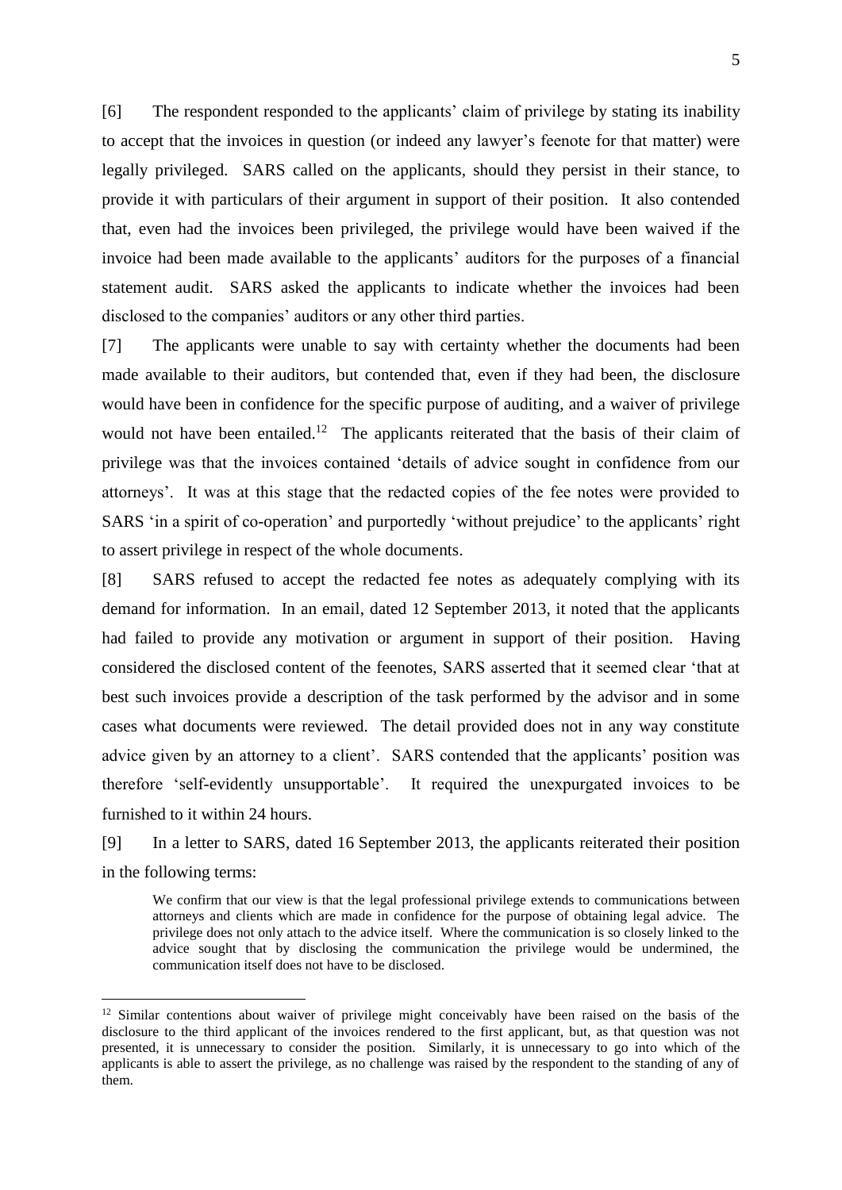[6] The respondent responded to the applicants' claim of privilege by stating its inability to accept that the invoices in question (or indeed any lawyer's feenote for that matter) were legally privileged. SARS called on the applicants, should they persist in their stance, to provide it with particulars of their argument in support of their position. It also contended that, even had the invoices been privileged, the privilege would have been waived if the invoice had been made available to the applicants' auditors for the purposes of a financial statement audit. SARS asked the applicants to indicate whether the invoices had been disclosed to the companies' auditors or any other third parties.

[7] The applicants were unable to say with certainty whether the documents had been made available to their auditors, but contended that, even if they had been, the disclosure would have been in confidence for the specific purpose of auditing, and a waiver of privilege would not have been entailed.[12] The applicants reiterated that the basis of their claim of privilege was that the invoices contained 'details of advice sought in confidence from our attorneys'. It was at this stage that the redacted copies of the fee notes were provided to SARS 'in a spirit of co-operation' and purportedly 'without prejudice' to the applicants' right to assert privilege in respect of the whole documents.

[8] SARS refused to accept the redacted fee notes as adequately complying with its demand for information. In an email, dated 12 September 2013, it noted that the applicants had failed to provide any motivation or argument in support of their position. Having considered the disclosed content of the feenotes, SARS asserted that it seemed clear 'that at best such invoices provide a description of the task performed by the advisor and in some cases what documents were reviewed. The detail provided does not in any way constitute advice given by an attorney to a client'. SARS contended that the applicants' position was therefore 'self-evidently unsupportable'. It required the unexpurgated invoices to be furnished to it within 24 hours.

[9] In a letter to SARS, dated 16 September 2013, the applicants reiterated their position in the following terms:

> We confirm that our view is that the legal professional privilege extends to communications between attorneys and clients which are made in confidence for the purpose of obtaining legal advice. The privilege does not only attach to the advice itself. Where the communication is so closely linked to the advice sought that by disclosing the communication the privilege would be undermined, the communication itself does not have to be disclosed.

---

[12] Similar contentions about waiver of privilege might conceivably have been raised on the basis of the disclosure to the third applicant of the invoices rendered to the first applicant, but, as that question was not presented, it is unnecessary to consider the position. Similarly, it is unnecessary to go into which of the applicants is able to assert the privilege, as no challenge was raised by the respondent to the standing of any of them.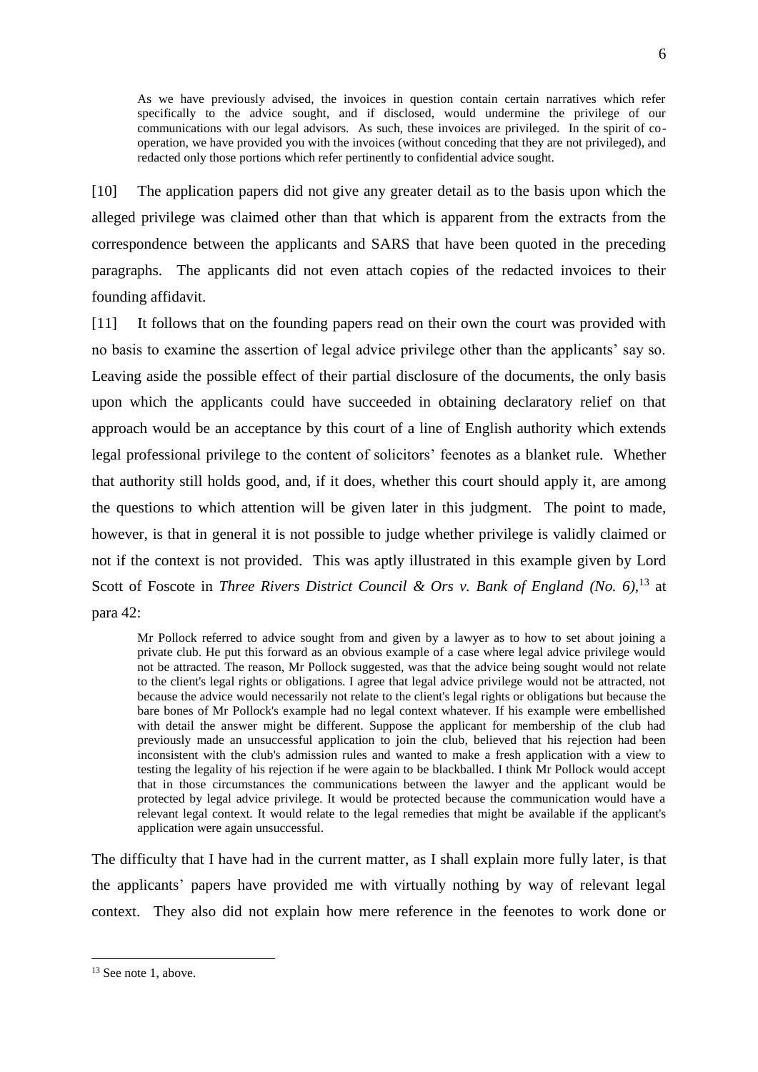> As we have previously advised, the invoices in question contain certain narratives which refer specifically to the advice sought, and if disclosed, would undermine the privilege of our communications with our legal advisors. As such, these invoices are privileged. In the spirit of co-operation, we have provided you with the invoices (without conceding that they are not privileged), and redacted only those portions which refer pertinently to confidential advice sought.

[10] The application papers did not give any greater detail as to the basis upon which the alleged privilege was claimed other than that which is apparent from the extracts from the correspondence between the applicants and SARS that have been quoted in the preceding paragraphs. The applicants did not even attach copies of the redacted invoices to their founding affidavit.

[11] It follows that on the founding papers read on their own the court was provided with no basis to examine the assertion of legal advice privilege other than the applicants' say so. Leaving aside the possible effect of their partial disclosure of the documents, the only basis upon which the applicants could have succeeded in obtaining declaratory relief on that approach would be an acceptance by this court of a line of English authority which extends legal professional privilege to the content of solicitors' feenotes as a blanket rule. Whether that authority still holds good, and, if it does, whether this court should apply it, are among the questions to which attention will be given later in this judgment. The point to made, however, is that in general it is not possible to judge whether privilege is validly claimed or not if the context is not provided. This was aptly illustrated in this example given by Lord Scott of Foscote in *Three Rivers District Council & Ors v. Bank of England (No. 6)*,[13] at para 42:

> Mr Pollock referred to advice sought from and given by a lawyer as to how to set about joining a private club. He put this forward as an obvious example of a case where legal advice privilege would not be attracted. The reason, Mr Pollock suggested, was that the advice being sought would not relate to the client's legal rights or obligations. I agree that legal advice privilege would not be attracted, not because the advice would necessarily not relate to the client's legal rights or obligations but because the bare bones of Mr Pollock's example had no legal context whatever. If his example were embellished with detail the answer might be different. Suppose the applicant for membership of the club had previously made an unsuccessful application to join the club, believed that his rejection had been inconsistent with the club's admission rules and wanted to make a fresh application with a view to testing the legality of his rejection if he were again to be blackballed. I think Mr Pollock would accept that in those circumstances the communications between the lawyer and the applicant would be protected by legal advice privilege. It would be protected because the communication would have a relevant legal context. It would relate to the legal remedies that might be available if the applicant's application were again unsuccessful.

The difficulty that I have had in the current matter, as I shall explain more fully later, is that the applicants' papers have provided me with virtually nothing by way of relevant legal context. They also did not explain how mere reference in the feenotes to work done or

---

[13] See note 1, above.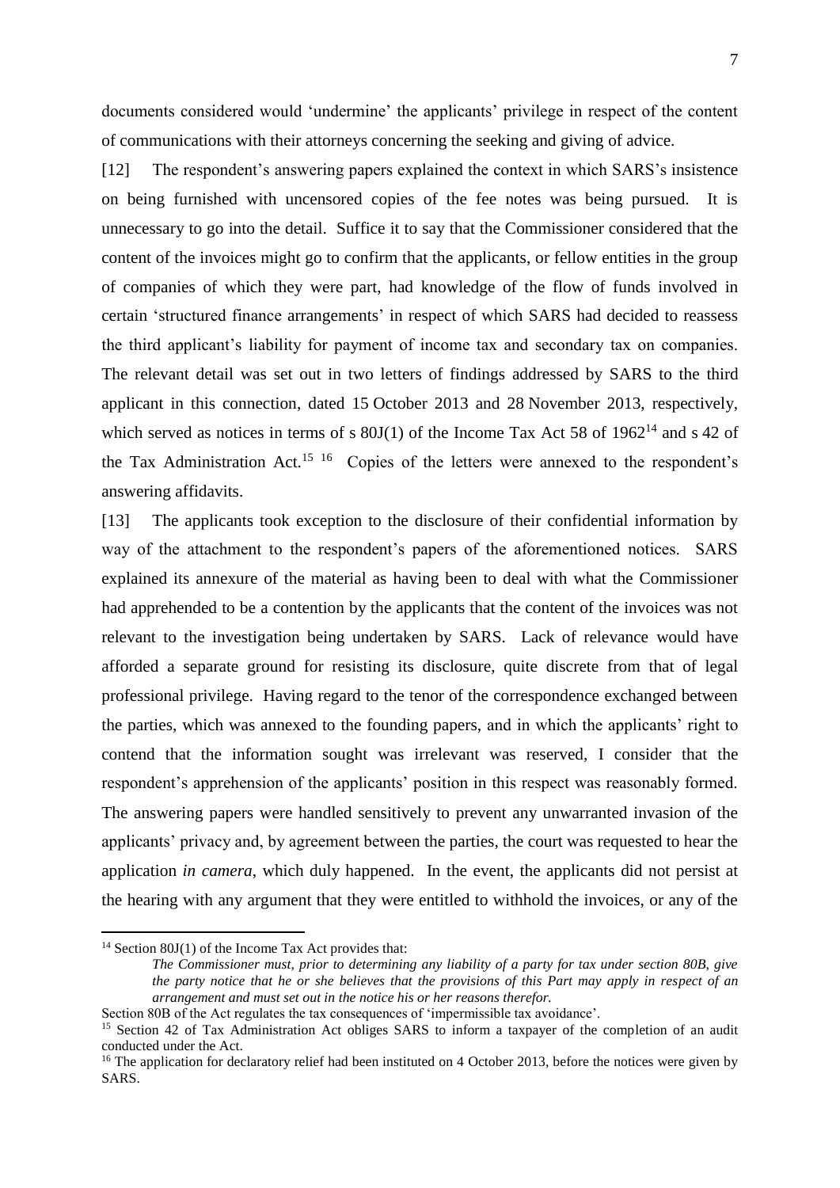documents considered would 'undermine' the applicants' privilege in respect of the content of communications with their attorneys concerning the seeking and giving of advice.

[12] The respondent's answering papers explained the context in which SARS's insistence on being furnished with uncensored copies of the fee notes was being pursued. It is unnecessary to go into the detail. Suffice it to say that the Commissioner considered that the content of the invoices might go to confirm that the applicants, or fellow entities in the group of companies of which they were part, had knowledge of the flow of funds involved in certain 'structured finance arrangements' in respect of which SARS had decided to reassess the third applicant's liability for payment of income tax and secondary tax on companies. The relevant detail was set out in two letters of findings addressed by SARS to the third applicant in this connection, dated 15 October 2013 and 28 November 2013, respectively, which served as notices in terms of s 80J(1) of the Income Tax Act 58 of 1962[14] and s 42 of the Tax Administration Act.[15] [16] Copies of the letters were annexed to the respondent's answering affidavits.

[13] The applicants took exception to the disclosure of their confidential information by way of the attachment to the respondent's papers of the aforementioned notices. SARS explained its annexure of the material as having been to deal with what the Commissioner had apprehended to be a contention by the applicants that the content of the invoices was not relevant to the investigation being undertaken by SARS. Lack of relevance would have afforded a separate ground for resisting its disclosure, quite discrete from that of legal professional privilege. Having regard to the tenor of the correspondence exchanged between the parties, which was annexed to the founding papers, and in which the applicants' right to contend that the information sought was irrelevant was reserved, I consider that the respondent's apprehension of the applicants' position in this respect was reasonably formed. The answering papers were handled sensitively to prevent any unwarranted invasion of the applicants' privacy and, by agreement between the parties, the court was requested to hear the application *in camera*, which duly happened. In the event, the applicants did not persist at the hearing with any argument that they were entitled to withhold the invoices, or any of the

---

[14] Section 80J(1) of the Income Tax Act provides that:

> *The Commissioner must, prior to determining any liability of a party for tax under section 80B, give the party notice that he or she believes that the provisions of this Part may apply in respect of an arrangement and must set out in the notice his or her reasons therefor.*

Section 80B of the Act regulates the tax consequences of 'impermissible tax avoidance'.

[15] Section 42 of Tax Administration Act obliges SARS to inform a taxpayer of the completion of an audit conducted under the Act.

[16] The application for declaratory relief had been instituted on 4 October 2013, before the notices were given by SARS.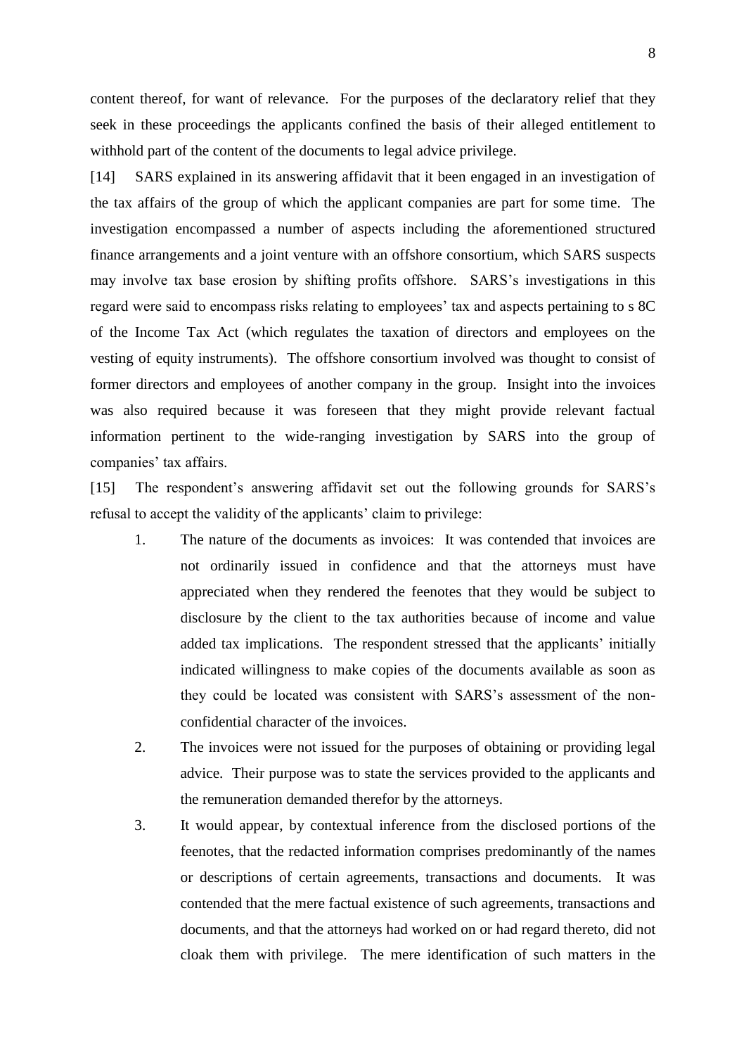content thereof, for want of relevance. For the purposes of the declaratory relief that they seek in these proceedings the applicants confined the basis of their alleged entitlement to withhold part of the content of the documents to legal advice privilege.

[14] SARS explained in its answering affidavit that it been engaged in an investigation of the tax affairs of the group of which the applicant companies are part for some time. The investigation encompassed a number of aspects including the aforementioned structured finance arrangements and a joint venture with an offshore consortium, which SARS suspects may involve tax base erosion by shifting profits offshore. SARS's investigations in this regard were said to encompass risks relating to employees' tax and aspects pertaining to s 8C of the Income Tax Act (which regulates the taxation of directors and employees on the vesting of equity instruments). The offshore consortium involved was thought to consist of former directors and employees of another company in the group. Insight into the invoices was also required because it was foreseen that they might provide relevant factual information pertinent to the wide-ranging investigation by SARS into the group of companies' tax affairs.

[15] The respondent's answering affidavit set out the following grounds for SARS's refusal to accept the validity of the applicants' claim to privilege:

1. The nature of the documents as invoices: It was contended that invoices are not ordinarily issued in confidence and that the attorneys must have appreciated when they rendered the feenotes that they would be subject to disclosure by the client to the tax authorities because of income and value added tax implications. The respondent stressed that the applicants' initially indicated willingness to make copies of the documents available as soon as they could be located was consistent with SARS's assessment of the non-confidential character of the invoices.
2. The invoices were not issued for the purposes of obtaining or providing legal advice. Their purpose was to state the services provided to the applicants and the remuneration demanded therefor by the attorneys.
3. It would appear, by contextual inference from the disclosed portions of the feenotes, that the redacted information comprises predominantly of the names or descriptions of certain agreements, transactions and documents. It was contended that the mere factual existence of such agreements, transactions and documents, and that the attorneys had worked on or had regard thereto, did not cloak them with privilege. The mere identification of such matters in the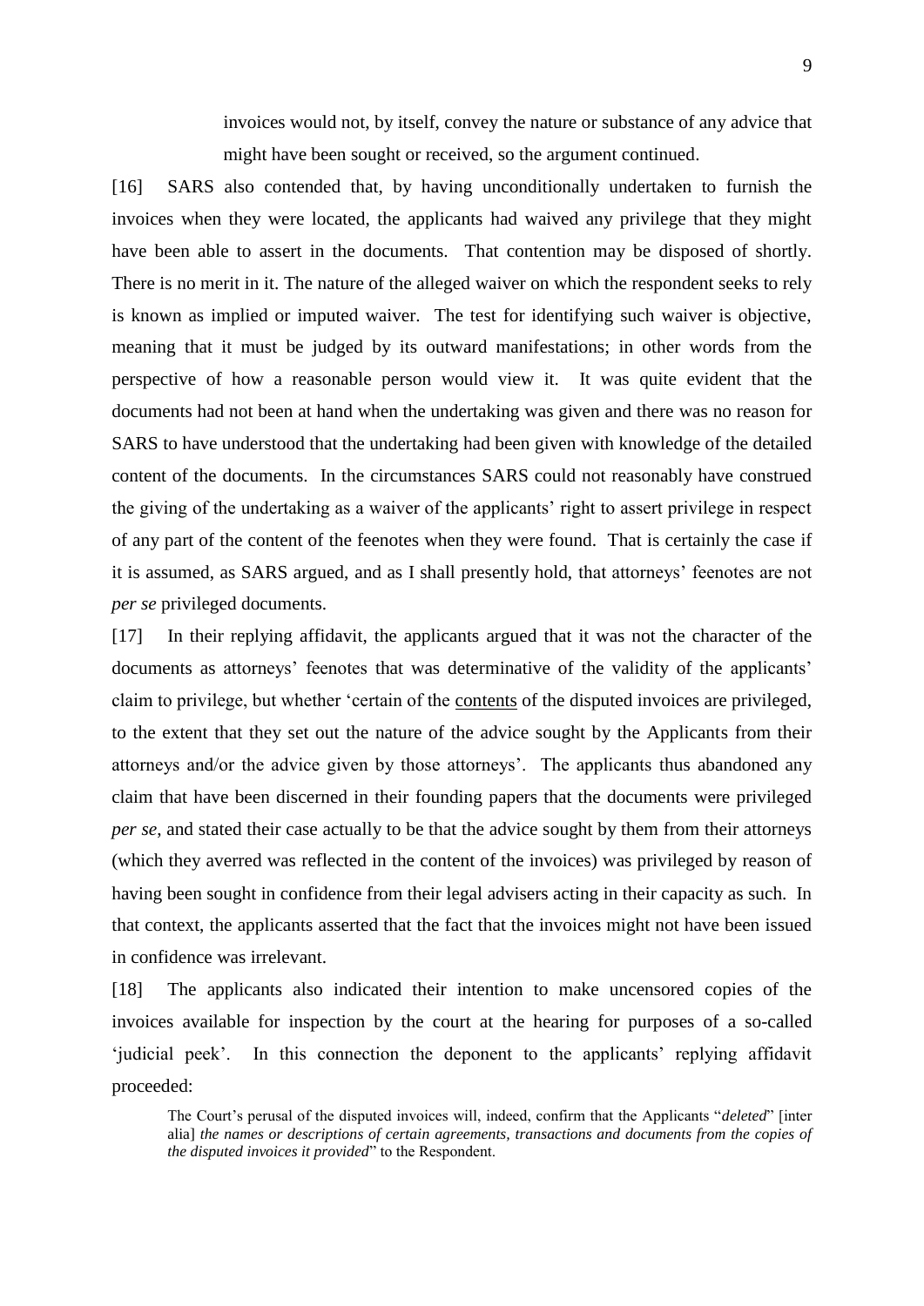> invoices would not, by itself, convey the nature or substance of any advice that might have been sought or received, so the argument continued.

[16] SARS also contended that, by having unconditionally undertaken to furnish the invoices when they were located, the applicants had waived any privilege that they might have been able to assert in the documents. That contention may be disposed of shortly. There is no merit in it. The nature of the alleged waiver on which the respondent seeks to rely is known as implied or imputed waiver. The test for identifying such waiver is objective, meaning that it must be judged by its outward manifestations; in other words from the perspective of how a reasonable person would view it. It was quite evident that the documents had not been at hand when the undertaking was given and there was no reason for SARS to have understood that the undertaking had been given with knowledge of the detailed content of the documents. In the circumstances SARS could not reasonably have construed the giving of the undertaking as a waiver of the applicants' right to assert privilege in respect of any part of the content of the feenotes when they were found. That is certainly the case if it is assumed, as SARS argued, and as I shall presently hold, that attorneys' feenotes are not *per se* privileged documents.

[17] In their replying affidavit, the applicants argued that it was not the character of the documents as attorneys' feenotes that was determinative of the validity of the applicants' claim to privilege, but whether 'certain of the <u>contents</u> of the disputed invoices are privileged, to the extent that they set out the nature of the advice sought by the Applicants from their attorneys and/or the advice given by those attorneys'. The applicants thus abandoned any claim that have been discerned in their founding papers that the documents were privileged *per se*, and stated their case actually to be that the advice sought by them from their attorneys (which they averred was reflected in the content of the invoices) was privileged by reason of having been sought in confidence from their legal advisers acting in their capacity as such. In that context, the applicants asserted that the fact that the invoices might not have been issued in confidence was irrelevant.

[18] The applicants also indicated their intention to make uncensored copies of the invoices available for inspection by the court at the hearing for purposes of a so-called 'judicial peek'. In this connection the deponent to the applicants' replying affidavit proceeded:

> The Court's perusal of the disputed invoices will, indeed, confirm that the Applicants "*deleted*" [inter alia] *the names or descriptions of certain agreements, transactions and documents from the copies of the disputed invoices it provided*" to the Respondent.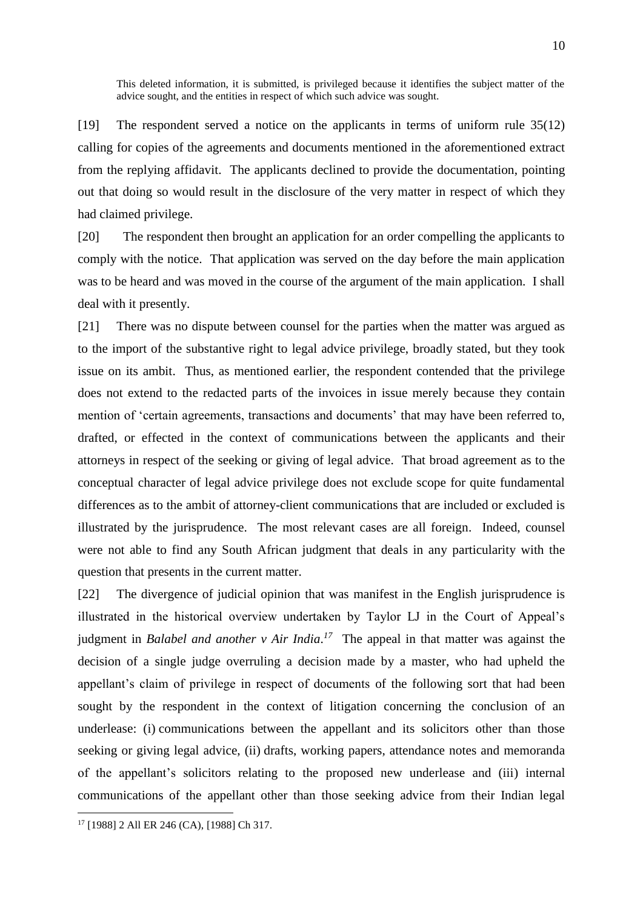> This deleted information, it is submitted, is privileged because it identifies the subject matter of the advice sought, and the entities in respect of which such advice was sought.

[19] The respondent served a notice on the applicants in terms of uniform rule 35(12) calling for copies of the agreements and documents mentioned in the aforementioned extract from the replying affidavit. The applicants declined to provide the documentation, pointing out that doing so would result in the disclosure of the very matter in respect of which they had claimed privilege.

[20] The respondent then brought an application for an order compelling the applicants to comply with the notice. That application was served on the day before the main application was to be heard and was moved in the course of the argument of the main application. I shall deal with it presently.

[21] There was no dispute between counsel for the parties when the matter was argued as to the import of the substantive right to legal advice privilege, broadly stated, but they took issue on its ambit. Thus, as mentioned earlier, the respondent contended that the privilege does not extend to the redacted parts of the invoices in issue merely because they contain mention of 'certain agreements, transactions and documents' that may have been referred to, drafted, or effected in the context of communications between the applicants and their attorneys in respect of the seeking or giving of legal advice. That broad agreement as to the conceptual character of legal advice privilege does not exclude scope for quite fundamental differences as to the ambit of attorney-client communications that are included or excluded is illustrated by the jurisprudence. The most relevant cases are all foreign. Indeed, counsel were not able to find any South African judgment that deals in any particularity with the question that presents in the current matter.

[22] The divergence of judicial opinion that was manifest in the English jurisprudence is illustrated in the historical overview undertaken by Taylor LJ in the Court of Appeal's judgment in *Balabel and another v Air India*.[17] The appeal in that matter was against the decision of a single judge overruling a decision made by a master, who had upheld the appellant's claim of privilege in respect of documents of the following sort that had been sought by the respondent in the context of litigation concerning the conclusion of an underlease: (i) communications between the appellant and its solicitors other than those seeking or giving legal advice, (ii) drafts, working papers, attendance notes and memoranda of the appellant's solicitors relating to the proposed new underlease and (iii) internal communications of the appellant other than those seeking advice from their Indian legal

---

[17] [1988] 2 All ER 246 (CA), [1988] Ch 317.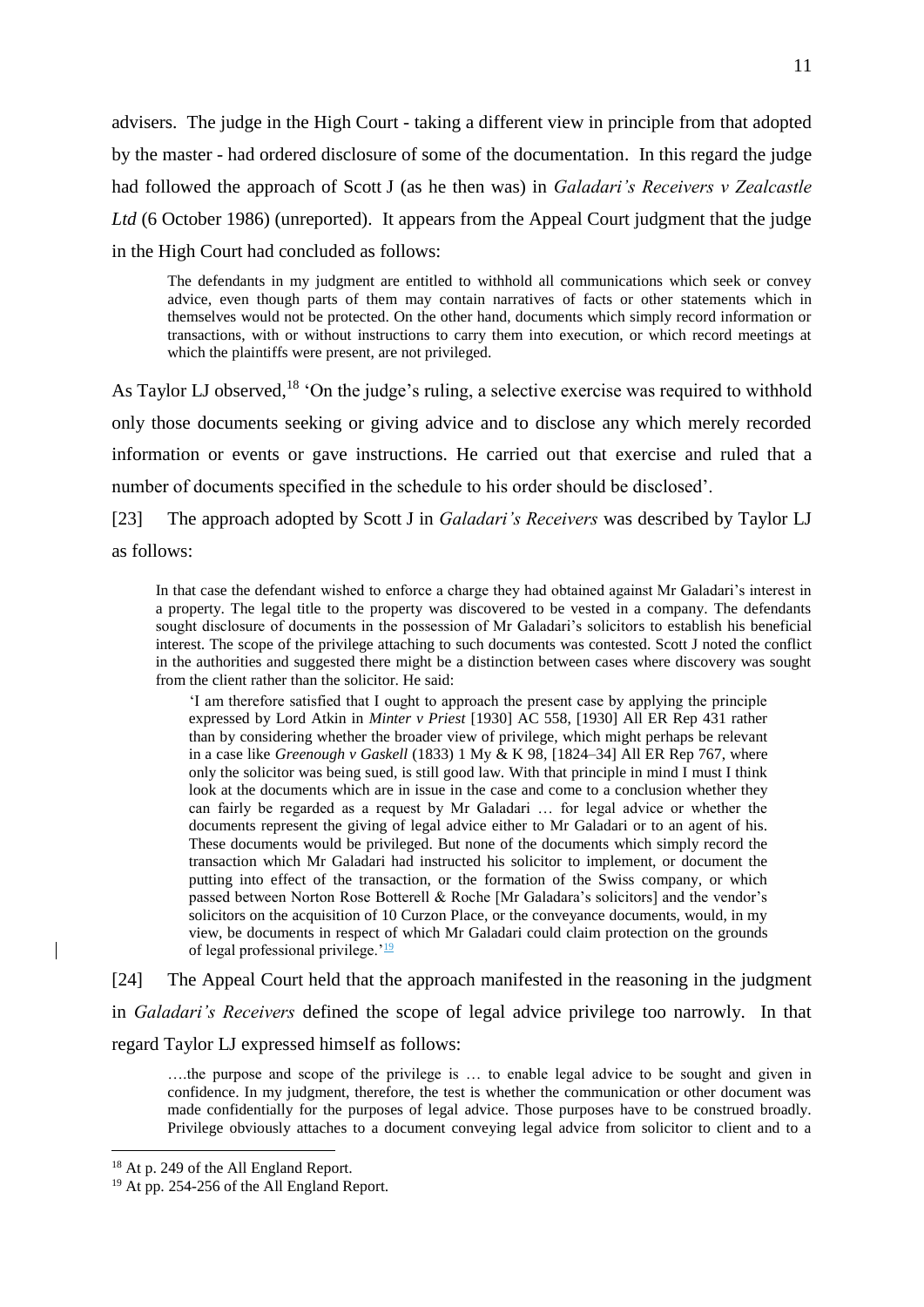advisers. The judge in the High Court - taking a different view in principle from that adopted by the master - had ordered disclosure of some of the documentation. In this regard the judge had followed the approach of Scott J (as he then was) in *Galadari's Receivers v Zealcastle Ltd* (6 October 1986) (unreported). It appears from the Appeal Court judgment that the judge in the High Court had concluded as follows:

> The defendants in my judgment are entitled to withhold all communications which seek or convey advice, even though parts of them may contain narratives of facts or other statements which in themselves would not be protected. On the other hand, documents which simply record information or transactions, with or without instructions to carry them into execution, or which record meetings at which the plaintiffs were present, are not privileged.

As Taylor LJ observed,[18] 'On the judge's ruling, a selective exercise was required to withhold only those documents seeking or giving advice and to disclose any which merely recorded information or events or gave instructions. He carried out that exercise and ruled that a number of documents specified in the schedule to his order should be disclosed'.

[23] The approach adopted by Scott J in *Galadari's Receivers* was described by Taylor LJ as follows:

> In that case the defendant wished to enforce a charge they had obtained against Mr Galadari's interest in a property. The legal title to the property was discovered to be vested in a company. The defendants sought disclosure of documents in the possession of Mr Galadari's solicitors to establish his beneficial interest. The scope of the privilege attaching to such documents was contested. Scott J noted the conflict in the authorities and suggested there might be a distinction between cases where discovery was sought from the client rather than the solicitor. He said:
>
> > 'I am therefore satisfied that I ought to approach the present case by applying the principle expressed by Lord Atkin in *Minter v Priest* [1930] AC 558, [1930] All ER Rep 431 rather than by considering whether the broader view of privilege, which might perhaps be relevant in a case like *Greenough v Gaskell* (1833) 1 My & K 98, [1824–34] All ER Rep 767, where only the solicitor was being sued, is still good law. With that principle in mind I must I think look at the documents which are in issue in the case and come to a conclusion whether they can fairly be regarded as a request by Mr Galadari … for legal advice or whether the documents represent the giving of legal advice either to Mr Galadari or to an agent of his. These documents would be privileged. But none of the documents which simply record the transaction which Mr Galadari had instructed his solicitor to implement, or document the putting into effect of the transaction, or the formation of the Swiss company, or which passed between Norton Rose Botterell & Roche [Mr Galadara's solicitors] and the vendor's solicitors on the acquisition of 10 Curzon Place, or the conveyance documents, would, in my view, be documents in respect of which Mr Galadari could claim protection on the grounds of legal professional privilege.'[19]

[24] The Appeal Court held that the approach manifested in the reasoning in the judgment in *Galadari's Receivers* defined the scope of legal advice privilege too narrowly. In that regard Taylor LJ expressed himself as follows:

> ….the purpose and scope of the privilege is … to enable legal advice to be sought and given in confidence. In my judgment, therefore, the test is whether the communication or other document was made confidentially for the purposes of legal advice. Those purposes have to be construed broadly. Privilege obviously attaches to a document conveying legal advice from solicitor to client and to a

[18] At p. 249 of the All England Report.

[19] At pp. 254-256 of the All England Report.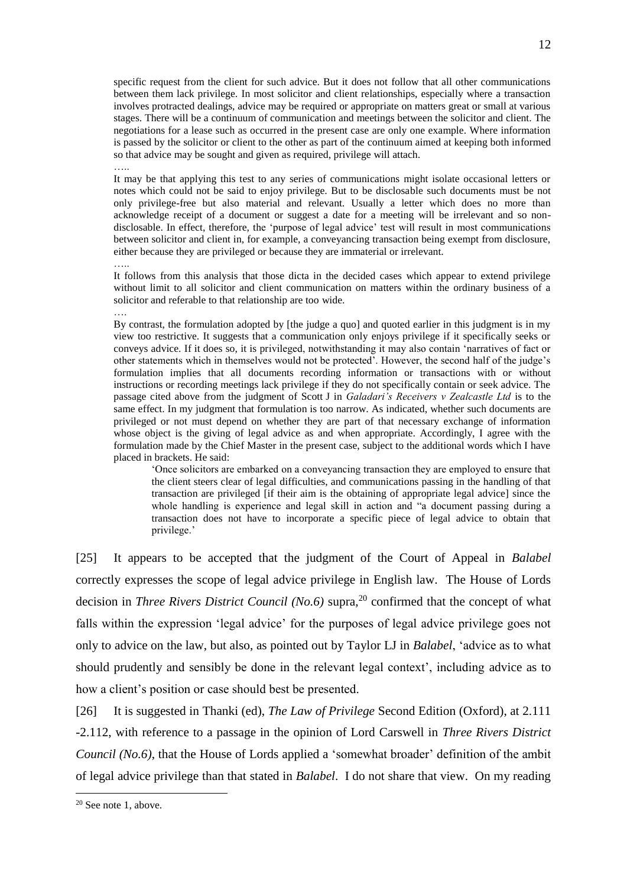> specific request from the client for such advice. But it does not follow that all other communications between them lack privilege. In most solicitor and client relationships, especially where a transaction involves protracted dealings, advice may be required or appropriate on matters great or small at various stages. There will be a continuum of communication and meetings between the solicitor and client. The negotiations for a lease such as occurred in the present case are only one example. Where information is passed by the solicitor or client to the other as part of the continuum aimed at keeping both informed so that advice may be sought and given as required, privilege will attach.
>
> …..
>
> It may be that applying this test to any series of communications might isolate occasional letters or notes which could not be said to enjoy privilege. But to be disclosable such documents must be not only privilege-free but also material and relevant. Usually a letter which does no more than acknowledge receipt of a document or suggest a date for a meeting will be irrelevant and so non-disclosable. In effect, therefore, the 'purpose of legal advice' test will result in most communications between solicitor and client in, for example, a conveyancing transaction being exempt from disclosure, either because they are privileged or because they are immaterial or irrelevant.
>
> …..
>
> It follows from this analysis that those dicta in the decided cases which appear to extend privilege without limit to all solicitor and client communication on matters within the ordinary business of a solicitor and referable to that relationship are too wide.
>
> ….
>
> By contrast, the formulation adopted by [the judge a quo] and quoted earlier in this judgment is in my view too restrictive. It suggests that a communication only enjoys privilege if it specifically seeks or conveys advice. If it does so, it is privileged, notwithstanding it may also contain 'narratives of fact or other statements which in themselves would not be protected'. However, the second half of the judge's formulation implies that all documents recording information or transactions with or without instructions or recording meetings lack privilege if they do not specifically contain or seek advice. The passage cited above from the judgment of Scott J in *Galadari's Receivers v Zealcastle Ltd* is to the same effect. In my judgment that formulation is too narrow. As indicated, whether such documents are privileged or not must depend on whether they are part of that necessary exchange of information whose object is the giving of legal advice as and when appropriate. Accordingly, I agree with the formulation made by the Chief Master in the present case, subject to the additional words which I have placed in brackets. He said:
>
> > 'Once solicitors are embarked on a conveyancing transaction they are employed to ensure that the client steers clear of legal difficulties, and communications passing in the handling of that transaction are privileged [if their aim is the obtaining of appropriate legal advice] since the whole handling is experience and legal skill in action and "a document passing during a transaction does not have to incorporate a specific piece of legal advice to obtain that privilege.'

[25] It appears to be accepted that the judgment of the Court of Appeal in *Balabel* correctly expresses the scope of legal advice privilege in English law. The House of Lords decision in *Three Rivers District Council (No.6)* supra,[20] confirmed that the concept of what falls within the expression 'legal advice' for the purposes of legal advice privilege goes not only to advice on the law, but also, as pointed out by Taylor LJ in *Balabel*, 'advice as to what should prudently and sensibly be done in the relevant legal context', including advice as to how a client's position or case should best be presented.

[26] It is suggested in Thanki (ed), *The Law of Privilege* Second Edition (Oxford), at 2.111 -2.112, with reference to a passage in the opinion of Lord Carswell in *Three Rivers District Council (No.6)*, that the House of Lords applied a 'somewhat broader' definition of the ambit of legal advice privilege than that stated in *Balabel*. I do not share that view. On my reading

---

[20] See note 1, above.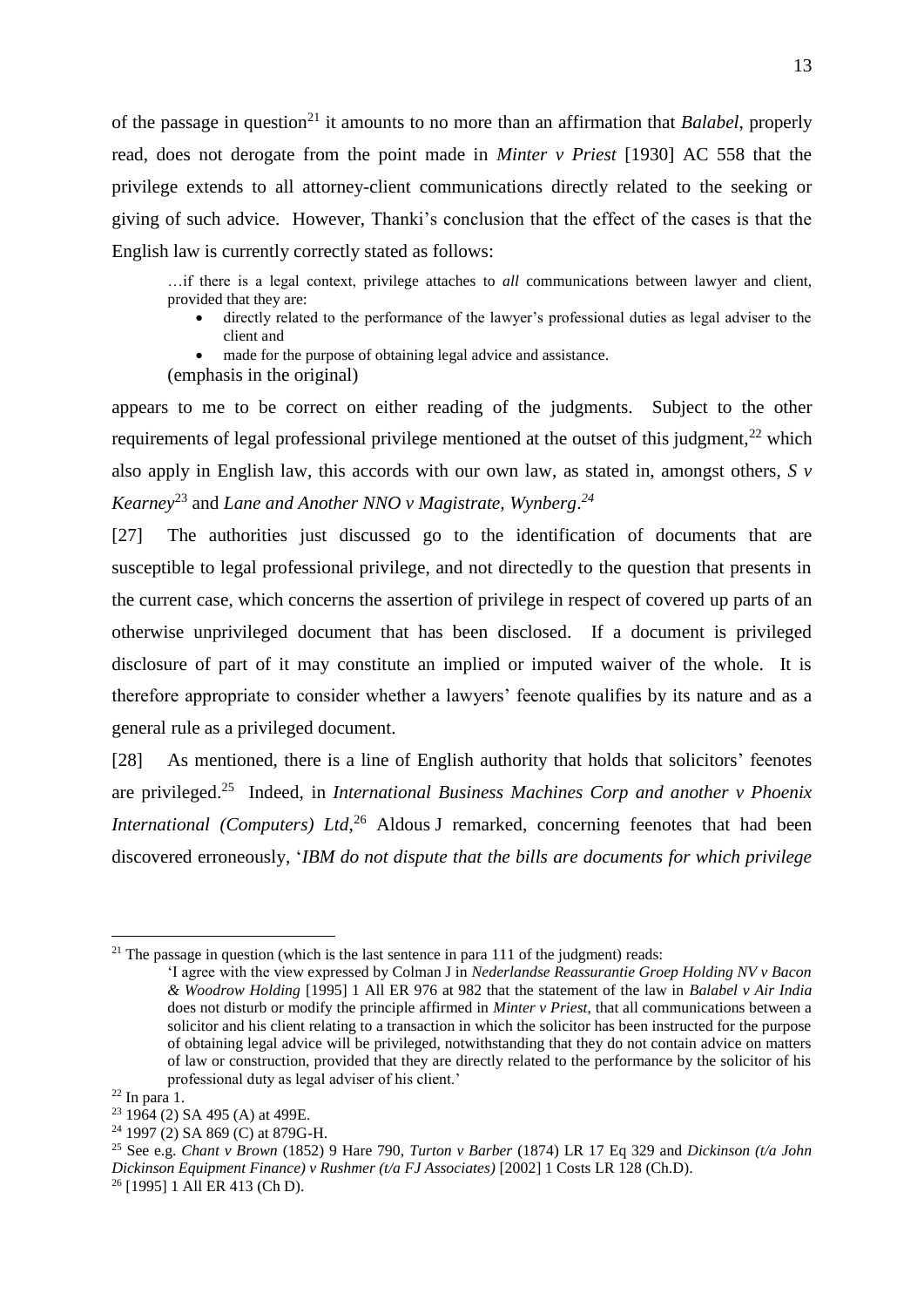of the passage in question[21] it amounts to no more than an affirmation that *Balabel*, properly read, does not derogate from the point made in *Minter v Priest* [1930] AC 558 that the privilege extends to all attorney-client communications directly related to the seeking or giving of such advice. However, Thanki's conclusion that the effect of the cases is that the English law is currently correctly stated as follows:

> …if there is a legal context, privilege attaches to *all* communications between lawyer and client, provided that they are:
>
> - directly related to the performance of the lawyer's professional duties as legal adviser to the client and
> - made for the purpose of obtaining legal advice and assistance.
>
> (emphasis in the original)

appears to me to be correct on either reading of the judgments. Subject to the other requirements of legal professional privilege mentioned at the outset of this judgment,[22] which also apply in English law, this accords with our own law, as stated in, amongst others, *S v Kearney*[23] and *Lane and Another NNO v Magistrate, Wynberg*.[24]

[27] The authorities just discussed go to the identification of documents that are susceptible to legal professional privilege, and not directedly to the question that presents in the current case, which concerns the assertion of privilege in respect of covered up parts of an otherwise unprivileged document that has been disclosed. If a document is privileged disclosure of part of it may constitute an implied or imputed waiver of the whole. It is therefore appropriate to consider whether a lawyers' feenote qualifies by its nature and as a general rule as a privileged document.

[28] As mentioned, there is a line of English authority that holds that solicitors' feenotes are privileged.[25] Indeed, in *International Business Machines Corp and another v Phoenix International (Computers) Ltd*,[26] Aldous J remarked, concerning feenotes that had been discovered erroneously, '*IBM do not dispute that the bills are documents for which privilege*

---

[21] The passage in question (which is the last sentence in para 111 of the judgment) reads:

> 'I agree with the view expressed by Colman J in *Nederlandse Reassurantie Groep Holding NV v Bacon & Woodrow Holding* [1995] 1 All ER 976 at 982 that the statement of the law in *Balabel v Air India* does not disturb or modify the principle affirmed in *Minter v Priest*, that all communications between a solicitor and his client relating to a transaction in which the solicitor has been instructed for the purpose of obtaining legal advice will be privileged, notwithstanding that they do not contain advice on matters of law or construction, provided that they are directly related to the performance by the solicitor of his professional duty as legal adviser of his client.'

[22] In para 1.

[23] 1964 (2) SA 495 (A) at 499E.

[24] 1997 (2) SA 869 (C) at 879G-H.

[25] See e.g. *Chant v Brown* (1852) 9 Hare 790, *Turton v Barber* (1874) LR 17 Eq 329 and *Dickinson (t/a John Dickinson Equipment Finance) v Rushmer (t/a FJ Associates)* [2002] 1 Costs LR 128 (Ch.D).

[26] [1995] 1 All ER 413 (Ch D).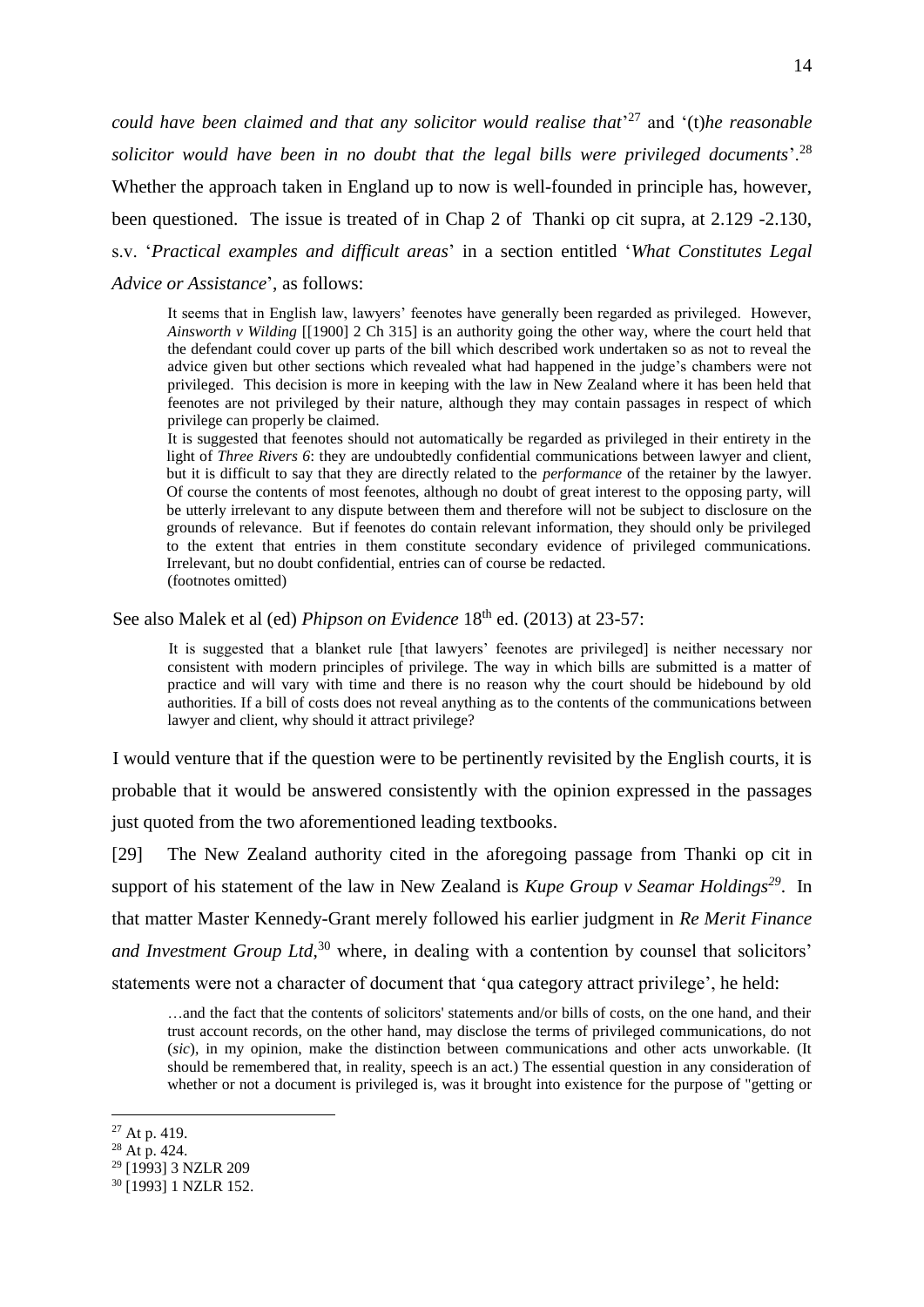*could have been claimed and that any solicitor would realise that*'[27] and '(t)*he reasonable solicitor would have been in no doubt that the legal bills were privileged documents*'.[28] Whether the approach taken in England up to now is well-founded in principle has, however, been questioned. The issue is treated of in Chap 2 of Thanki op cit supra, at 2.129 -2.130, s.v. '*Practical examples and difficult areas*' in a section entitled '*What Constitutes Legal Advice or Assistance*', as follows:

> It seems that in English law, lawyers' feenotes have generally been regarded as privileged. However, *Ainsworth v Wilding* [[1900] 2 Ch 315] is an authority going the other way, where the court held that the defendant could cover up parts of the bill which described work undertaken so as not to reveal the advice given but other sections which revealed what had happened in the judge's chambers were not privileged. This decision is more in keeping with the law in New Zealand where it has been held that feenotes are not privileged by their nature, although they may contain passages in respect of which privilege can properly be claimed.
>
> It is suggested that feenotes should not automatically be regarded as privileged in their entirety in the light of *Three Rivers 6*: they are undoubtedly confidential communications between lawyer and client, but it is difficult to say that they are directly related to the *performance* of the retainer by the lawyer. Of course the contents of most feenotes, although no doubt of great interest to the opposing party, will be utterly irrelevant to any dispute between them and therefore will not be subject to disclosure on the grounds of relevance. But if feenotes do contain relevant information, they should only be privileged to the extent that entries in them constitute secondary evidence of privileged communications. Irrelevant, but no doubt confidential, entries can of course be redacted.
>
> (footnotes omitted)

See also Malek et al (ed) *Phipson on Evidence* 18th ed. (2013) at 23-57:

> It is suggested that a blanket rule [that lawyers' feenotes are privileged] is neither necessary nor consistent with modern principles of privilege. The way in which bills are submitted is a matter of practice and will vary with time and there is no reason why the court should be hidebound by old authorities. If a bill of costs does not reveal anything as to the contents of the communications between lawyer and client, why should it attract privilege?

I would venture that if the question were to be pertinently revisited by the English courts, it is probable that it would be answered consistently with the opinion expressed in the passages just quoted from the two aforementioned leading textbooks.

[29] The New Zealand authority cited in the aforegoing passage from Thanki op cit in support of his statement of the law in New Zealand is *Kupe Group v Seamar Holdings*[29]. In that matter Master Kennedy-Grant merely followed his earlier judgment in *Re Merit Finance and Investment Group Ltd*,[30] where, in dealing with a contention by counsel that solicitors' statements were not a character of document that 'qua category attract privilege', he held:

> …and the fact that the contents of solicitors' statements and/or bills of costs, on the one hand, and their trust account records, on the other hand, may disclose the terms of privileged communications, do not (*sic*), in my opinion, make the distinction between communications and other acts unworkable. (It should be remembered that, in reality, speech is an act.) The essential question in any consideration of whether or not a document is privileged is, was it brought into existence for the purpose of "getting or

---

[27] At p. 419.

[28] At p. 424.

[29] [1993] 3 NZLR 209

[30] [1993] 1 NZLR 152.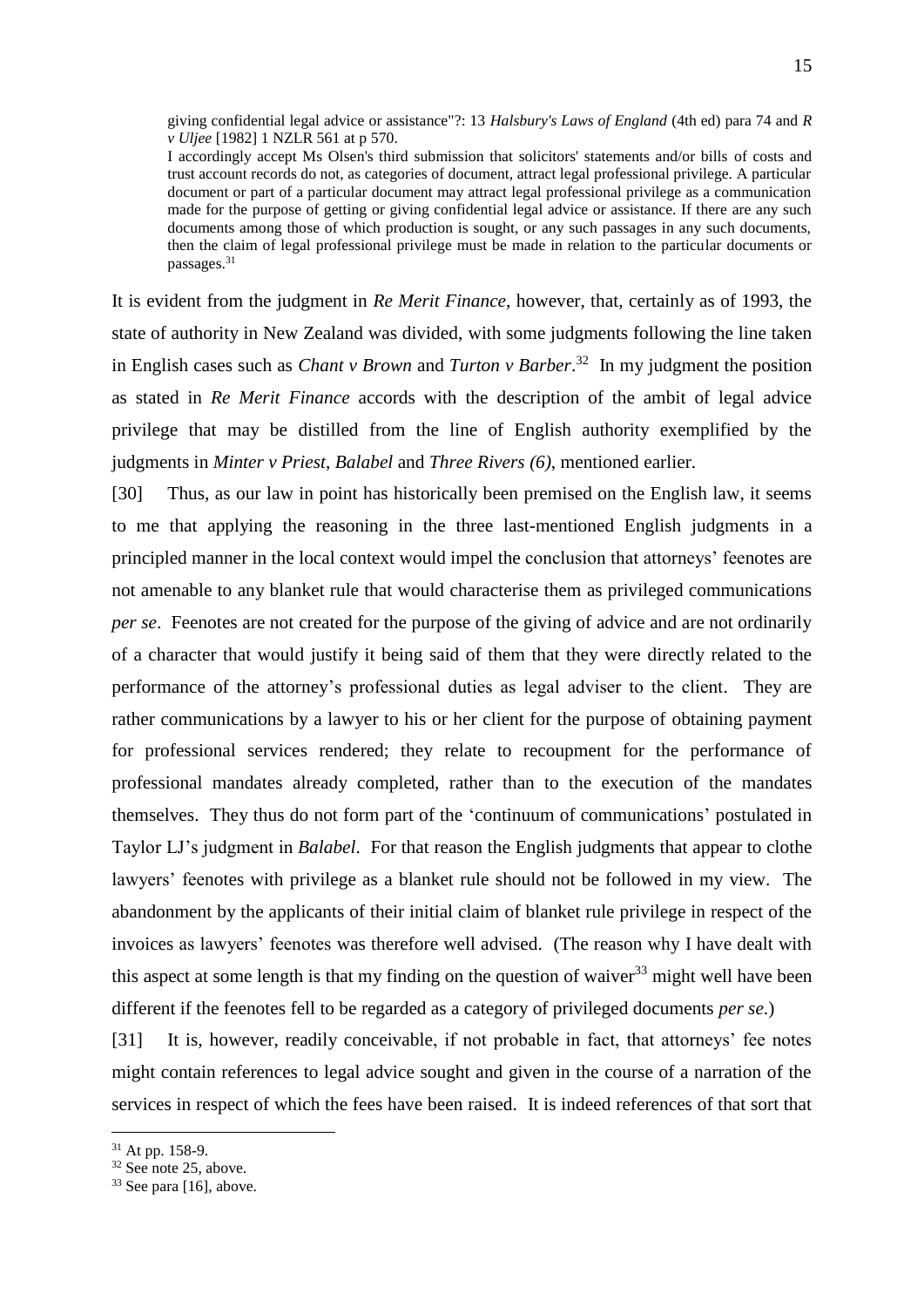> giving confidential legal advice or assistance"?: 13 *Halsbury's Laws of England* (4th ed) para 74 and *R v Uljee* [1982] 1 NZLR 561 at p 570.
>
> I accordingly accept Ms Olsen's third submission that solicitors' statements and/or bills of costs and trust account records do not, as categories of document, attract legal professional privilege. A particular document or part of a particular document may attract legal professional privilege as a communication made for the purpose of getting or giving confidential legal advice or assistance. If there are any such documents among those of which production is sought, or any such passages in any such documents, then the claim of legal professional privilege must be made in relation to the particular documents or passages.[31]

It is evident from the judgment in *Re Merit Finance*, however, that, certainly as of 1993, the state of authority in New Zealand was divided, with some judgments following the line taken in English cases such as *Chant v Brown* and *Turton v Barber*.[32] In my judgment the position as stated in *Re Merit Finance* accords with the description of the ambit of legal advice privilege that may be distilled from the line of English authority exemplified by the judgments in *Minter v Priest*, *Balabel* and *Three Rivers (6)*, mentioned earlier.

[30] Thus, as our law in point has historically been premised on the English law, it seems to me that applying the reasoning in the three last-mentioned English judgments in a principled manner in the local context would impel the conclusion that attorneys' feenotes are not amenable to any blanket rule that would characterise them as privileged communications *per se*. Feenotes are not created for the purpose of the giving of advice and are not ordinarily of a character that would justify it being said of them that they were directly related to the performance of the attorney's professional duties as legal adviser to the client. They are rather communications by a lawyer to his or her client for the purpose of obtaining payment for professional services rendered; they relate to recoupment for the performance of professional mandates already completed, rather than to the execution of the mandates themselves. They thus do not form part of the 'continuum of communications' postulated in Taylor LJ's judgment in *Balabel*. For that reason the English judgments that appear to clothe lawyers' feenotes with privilege as a blanket rule should not be followed in my view. The abandonment by the applicants of their initial claim of blanket rule privilege in respect of the invoices as lawyers' feenotes was therefore well advised. (The reason why I have dealt with this aspect at some length is that my finding on the question of waiver[33] might well have been different if the feenotes fell to be regarded as a category of privileged documents *per se*.)

[31] It is, however, readily conceivable, if not probable in fact, that attorneys' fee notes might contain references to legal advice sought and given in the course of a narration of the services in respect of which the fees have been raised. It is indeed references of that sort that

---

[31] At pp. 158-9.

[32] See note 25, above.

[33] See para [16], above.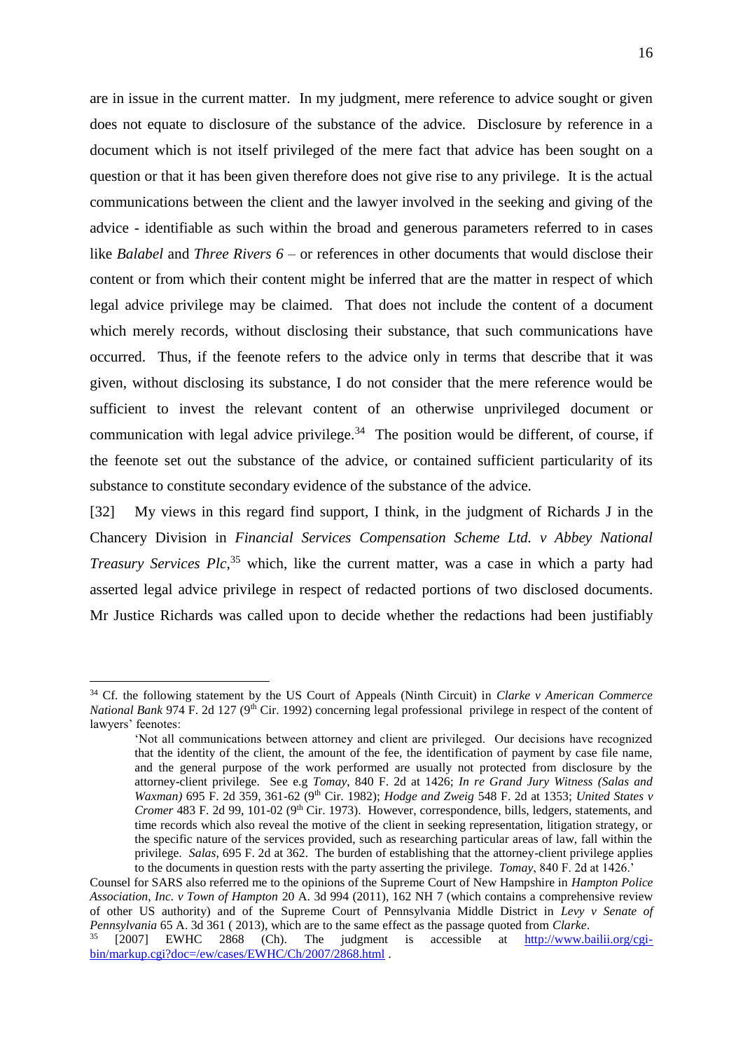are in issue in the current matter. In my judgment, mere reference to advice sought or given does not equate to disclosure of the substance of the advice. Disclosure by reference in a document which is not itself privileged of the mere fact that advice has been sought on a question or that it has been given therefore does not give rise to any privilege. It is the actual communications between the client and the lawyer involved in the seeking and giving of the advice - identifiable as such within the broad and generous parameters referred to in cases like *Balabel* and *Three Rivers 6* – or references in other documents that would disclose their content or from which their content might be inferred that are the matter in respect of which legal advice privilege may be claimed. That does not include the content of a document which merely records, without disclosing their substance, that such communications have occurred. Thus, if the feenote refers to the advice only in terms that describe that it was given, without disclosing its substance, I do not consider that the mere reference would be sufficient to invest the relevant content of an otherwise unprivileged document or communication with legal advice privilege.[34] The position would be different, of course, if the feenote set out the substance of the advice, or contained sufficient particularity of its substance to constitute secondary evidence of the substance of the advice.

[32] My views in this regard find support, I think, in the judgment of Richards J in the Chancery Division in *Financial Services Compensation Scheme Ltd. v Abbey National Treasury Services Plc*,[35] which, like the current matter, was a case in which a party had asserted legal advice privilege in respect of redacted portions of two disclosed documents. Mr Justice Richards was called upon to decide whether the redactions had been justifiably

---

[34] Cf. the following statement by the US Court of Appeals (Ninth Circuit) in *Clarke v American Commerce National Bank* 974 F. 2d 127 (9th Cir. 1992) concerning legal professional privilege in respect of the content of lawyers' feenotes:

> 'Not all communications between attorney and client are privileged. Our decisions have recognized that the identity of the client, the amount of the fee, the identification of payment by case file name, and the general purpose of the work performed are usually not protected from disclosure by the attorney-client privilege. See e.g *Tomay*, 840 F. 2d at 1426; *In re Grand Jury Witness (Salas and Waxman)* 695 F. 2d 359, 361-62 (9th Cir. 1982); *Hodge and Zweig* 548 F. 2d at 1353; *United States v Cromer* 483 F. 2d 99, 101-02 (9th Cir. 1973). However, correspondence, bills, ledgers, statements, and time records which also reveal the motive of the client in seeking representation, litigation strategy, or the specific nature of the services provided, such as researching particular areas of law, fall within the privilege. *Salas*, 695 F. 2d at 362. The burden of establishing that the attorney-client privilege applies to the documents in question rests with the party asserting the privilege. *Tomay*, 840 F. 2d at 1426.'

Counsel for SARS also referred me to the opinions of the Supreme Court of New Hampshire in *Hampton Police Association, Inc. v Town of Hampton* 20 A. 3d 994 (2011), 162 NH 7 (which contains a comprehensive review of other US authority) and of the Supreme Court of Pennsylvania Middle District in *Levy v Senate of Pennsylvania* 65 A. 3d 361 ( 2013), which are to the same effect as the passage quoted from *Clarke*.

[35] [2007] EWHC 2868 (Ch). The judgment is accessible at http://www.bailii.org/cgi-bin/markup.cgi?doc=/ew/cases/EWHC/Ch/2007/2868.html .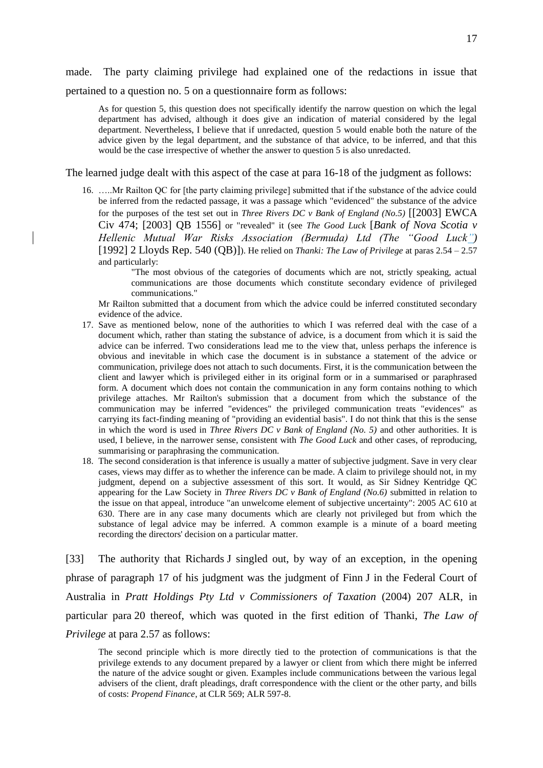made. The party claiming privilege had explained one of the redactions in issue that pertained to a question no. 5 on a questionnaire form as follows:

> As for question 5, this question does not specifically identify the narrow question on which the legal department has advised, although it does give an indication of material considered by the legal department. Nevertheless, I believe that if unredacted, question 5 would enable both the nature of the advice given by the legal department, and the substance of that advice, to be inferred, and that this would be the case irrespective of whether the answer to question 5 is also unredacted.

The learned judge dealt with this aspect of the case at para 16-18 of the judgment as follows:

> 16. …..Mr Railton QC for [the party claiming privilege] submitted that if the substance of the advice could be inferred from the redacted passage, it was a passage which "evidenced" the substance of the advice for the purposes of the test set out in *Three Rivers DC v Bank of England (No.5)* [[2003] EWCA Civ 474; [2003] QB 1556] or "revealed" it (see *The Good Luck* [*Bank of Nova Scotia v Hellenic Mutual War Risks Association (Bermuda) Ltd (The "Good Luck")*] [1992] 2 Lloyds Rep. 540 (QB)]). He relied on *Thanki: The Law of Privilege* at paras 2.54 – 2.57 and particularly:
>
> > "The most obvious of the categories of documents which are not, strictly speaking, actual communications are those documents which constitute secondary evidence of privileged communications."
>
> Mr Railton submitted that a document from which the advice could be inferred constituted secondary evidence of the advice.
>
> 17. Save as mentioned below, none of the authorities to which I was referred deal with the case of a document which, rather than stating the substance of advice, is a document from which it is said the advice can be inferred. Two considerations lead me to the view that, unless perhaps the inference is obvious and inevitable in which case the document is in substance a statement of the advice or communication, privilege does not attach to such documents. First, it is the communication between the client and lawyer which is privileged either in its original form or in a summarised or paraphrased form. A document which does not contain the communication in any form contains nothing to which privilege attaches. Mr Railton's submission that a document from which the substance of the communication may be inferred "evidences" the privileged communication treats "evidences" as carrying its fact-finding meaning of "providing an evidential basis". I do not think that this is the sense in which the word is used in *Three Rivers DC v Bank of England (No. 5)* and other authorities. It is used, I believe, in the narrower sense, consistent with *The Good Luck* and other cases, of reproducing, summarising or paraphrasing the communication.
>
> 18. The second consideration is that inference is usually a matter of subjective judgment. Save in very clear cases, views may differ as to whether the inference can be made. A claim to privilege should not, in my judgment, depend on a subjective assessment of this sort. It would, as Sir Sidney Kentridge QC appearing for the Law Society in *Three Rivers DC v Bank of England (No.6)* submitted in relation to the issue on that appeal, introduce "an unwelcome element of subjective uncertainty": 2005 AC 610 at 630. There are in any case many documents which are clearly not privileged but from which the substance of legal advice may be inferred. A common example is a minute of a board meeting recording the directors' decision on a particular matter.

[33] The authority that Richards J singled out, by way of an exception, in the opening phrase of paragraph 17 of his judgment was the judgment of Finn J in the Federal Court of Australia in *Pratt Holdings Pty Ltd v Commissioners of Taxation* (2004) 207 ALR, in particular para 20 thereof, which was quoted in the first edition of Thanki, *The Law of Privilege* at para 2.57 as follows:

> The second principle which is more directly tied to the protection of communications is that the privilege extends to any document prepared by a lawyer or client from which there might be inferred the nature of the advice sought or given. Examples include communications between the various legal advisers of the client, draft pleadings, draft correspondence with the client or the other party, and bills of costs: *Propend Finance*, at CLR 569; ALR 597-8.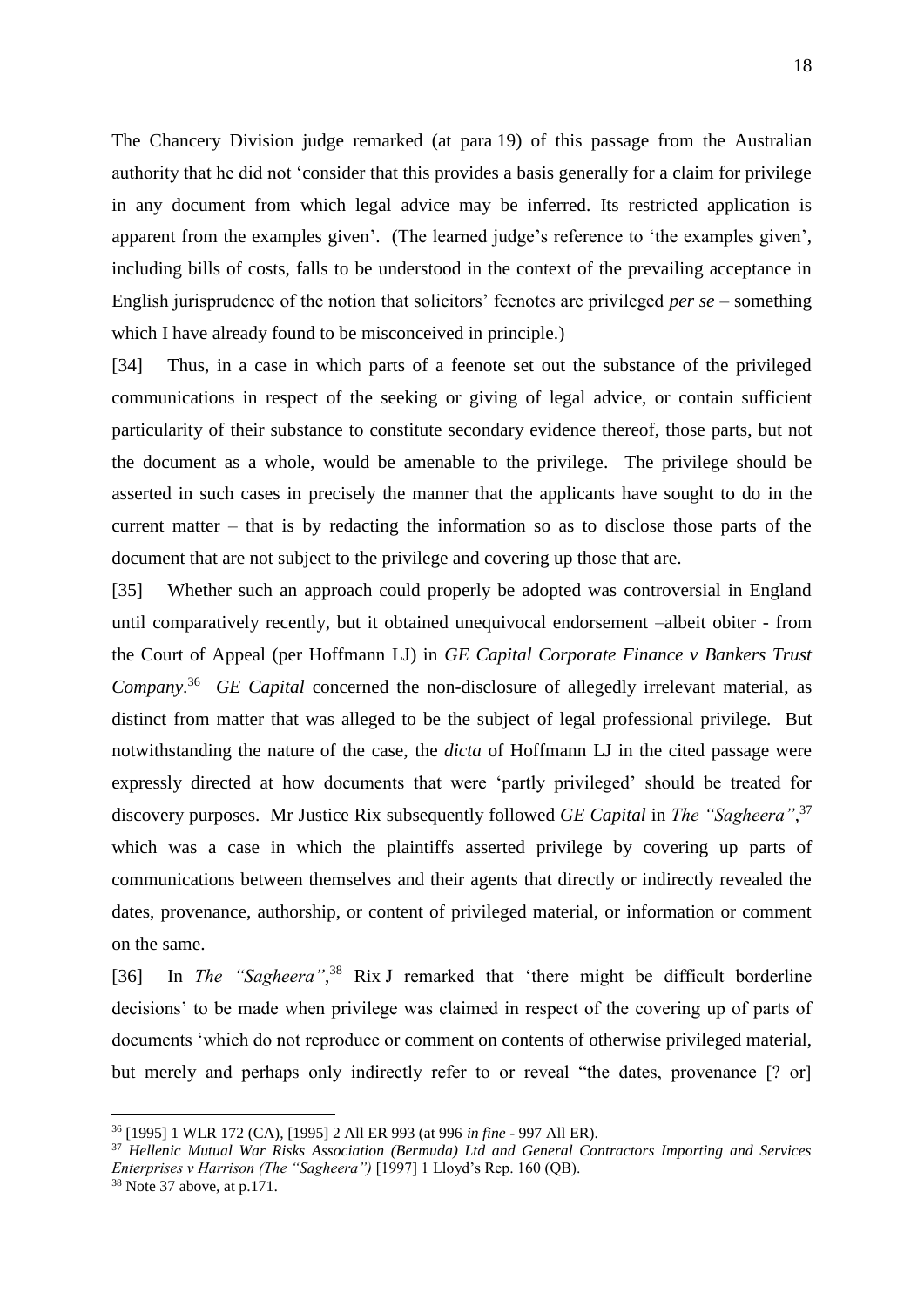The Chancery Division judge remarked (at para 19) of this passage from the Australian authority that he did not 'consider that this provides a basis generally for a claim for privilege in any document from which legal advice may be inferred. Its restricted application is apparent from the examples given'. (The learned judge's reference to 'the examples given', including bills of costs, falls to be understood in the context of the prevailing acceptance in English jurisprudence of the notion that solicitors' feenotes are privileged *per se* – something which I have already found to be misconceived in principle.)

[34] Thus, in a case in which parts of a feenote set out the substance of the privileged communications in respect of the seeking or giving of legal advice, or contain sufficient particularity of their substance to constitute secondary evidence thereof, those parts, but not the document as a whole, would be amenable to the privilege. The privilege should be asserted in such cases in precisely the manner that the applicants have sought to do in the current matter – that is by redacting the information so as to disclose those parts of the document that are not subject to the privilege and covering up those that are.

[35] Whether such an approach could properly be adopted was controversial in England until comparatively recently, but it obtained unequivocal endorsement –albeit obiter - from the Court of Appeal (per Hoffmann LJ) in *GE Capital Corporate Finance v Bankers Trust Company*.[36] *GE Capital* concerned the non-disclosure of allegedly irrelevant material, as distinct from matter that was alleged to be the subject of legal professional privilege. But notwithstanding the nature of the case, the *dicta* of Hoffmann LJ in the cited passage were expressly directed at how documents that were 'partly privileged' should be treated for discovery purposes. Mr Justice Rix subsequently followed *GE Capital* in *The "Sagheera"*,[37] which was a case in which the plaintiffs asserted privilege by covering up parts of communications between themselves and their agents that directly or indirectly revealed the dates, provenance, authorship, or content of privileged material, or information or comment on the same.

[36] In *The "Sagheera"*,[38] Rix J remarked that 'there might be difficult borderline decisions' to be made when privilege was claimed in respect of the covering up of parts of documents 'which do not reproduce or comment on contents of otherwise privileged material, but merely and perhaps only indirectly refer to or reveal "the dates, provenance [? or]

---

[36] [1995] 1 WLR 172 (CA), [1995] 2 All ER 993 (at 996 *in fine* - 997 All ER).

[37] *Hellenic Mutual War Risks Association (Bermuda) Ltd and General Contractors Importing and Services Enterprises v Harrison (The "Sagheera")* [1997] 1 Lloyd's Rep. 160 (QB).

[38] Note 37 above, at p.171.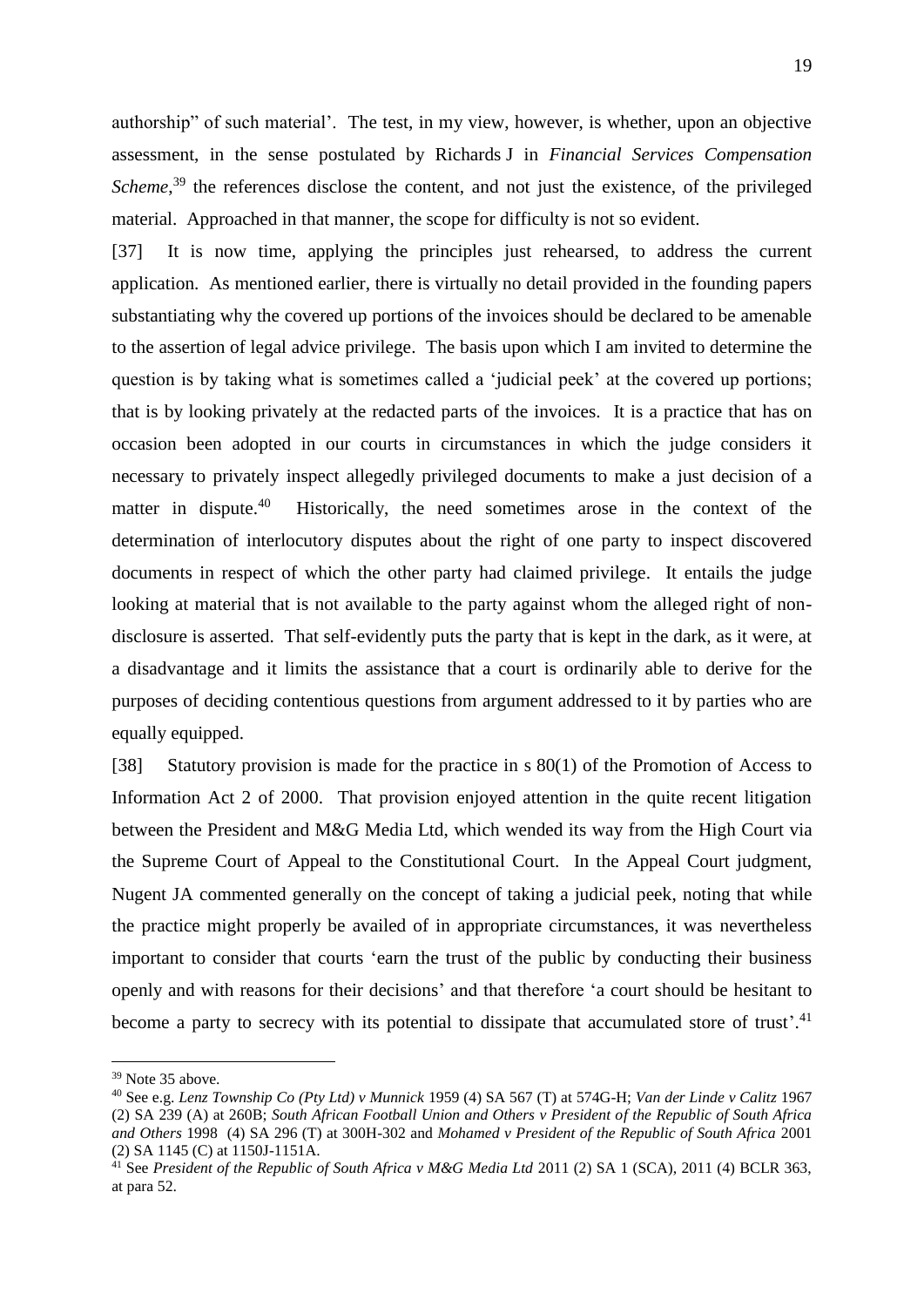authorship" of such material'. The test, in my view, however, is whether, upon an objective assessment, in the sense postulated by Richards J in *Financial Services Compensation Scheme*,[39] the references disclose the content, and not just the existence, of the privileged material. Approached in that manner, the scope for difficulty is not so evident.

[37] It is now time, applying the principles just rehearsed, to address the current application. As mentioned earlier, there is virtually no detail provided in the founding papers substantiating why the covered up portions of the invoices should be declared to be amenable to the assertion of legal advice privilege. The basis upon which I am invited to determine the question is by taking what is sometimes called a 'judicial peek' at the covered up portions; that is by looking privately at the redacted parts of the invoices. It is a practice that has on occasion been adopted in our courts in circumstances in which the judge considers it necessary to privately inspect allegedly privileged documents to make a just decision of a matter in dispute.[40] Historically, the need sometimes arose in the context of the determination of interlocutory disputes about the right of one party to inspect discovered documents in respect of which the other party had claimed privilege. It entails the judge looking at material that is not available to the party against whom the alleged right of non-disclosure is asserted. That self-evidently puts the party that is kept in the dark, as it were, at a disadvantage and it limits the assistance that a court is ordinarily able to derive for the purposes of deciding contentious questions from argument addressed to it by parties who are equally equipped.

[38] Statutory provision is made for the practice in s 80(1) of the Promotion of Access to Information Act 2 of 2000. That provision enjoyed attention in the quite recent litigation between the President and M&G Media Ltd, which wended its way from the High Court via the Supreme Court of Appeal to the Constitutional Court. In the Appeal Court judgment, Nugent JA commented generally on the concept of taking a judicial peek, noting that while the practice might properly be availed of in appropriate circumstances, it was nevertheless important to consider that courts 'earn the trust of the public by conducting their business openly and with reasons for their decisions' and that therefore 'a court should be hesitant to become a party to secrecy with its potential to dissipate that accumulated store of trust'.[41]

---

[39] Note 35 above.

[40] See e.g. *Lenz Township Co (Pty Ltd) v Munnick* 1959 (4) SA 567 (T) at 574G-H; *Van der Linde v Calitz* 1967 (2) SA 239 (A) at 260B; *South African Football Union and Others v President of the Republic of South Africa and Others* 1998 (4) SA 296 (T) at 300H-302 and *Mohamed v President of the Republic of South Africa* 2001 (2) SA 1145 (C) at 1150J-1151A.

[41] See *President of the Republic of South Africa v M&G Media Ltd* 2011 (2) SA 1 (SCA), 2011 (4) BCLR 363, at para 52.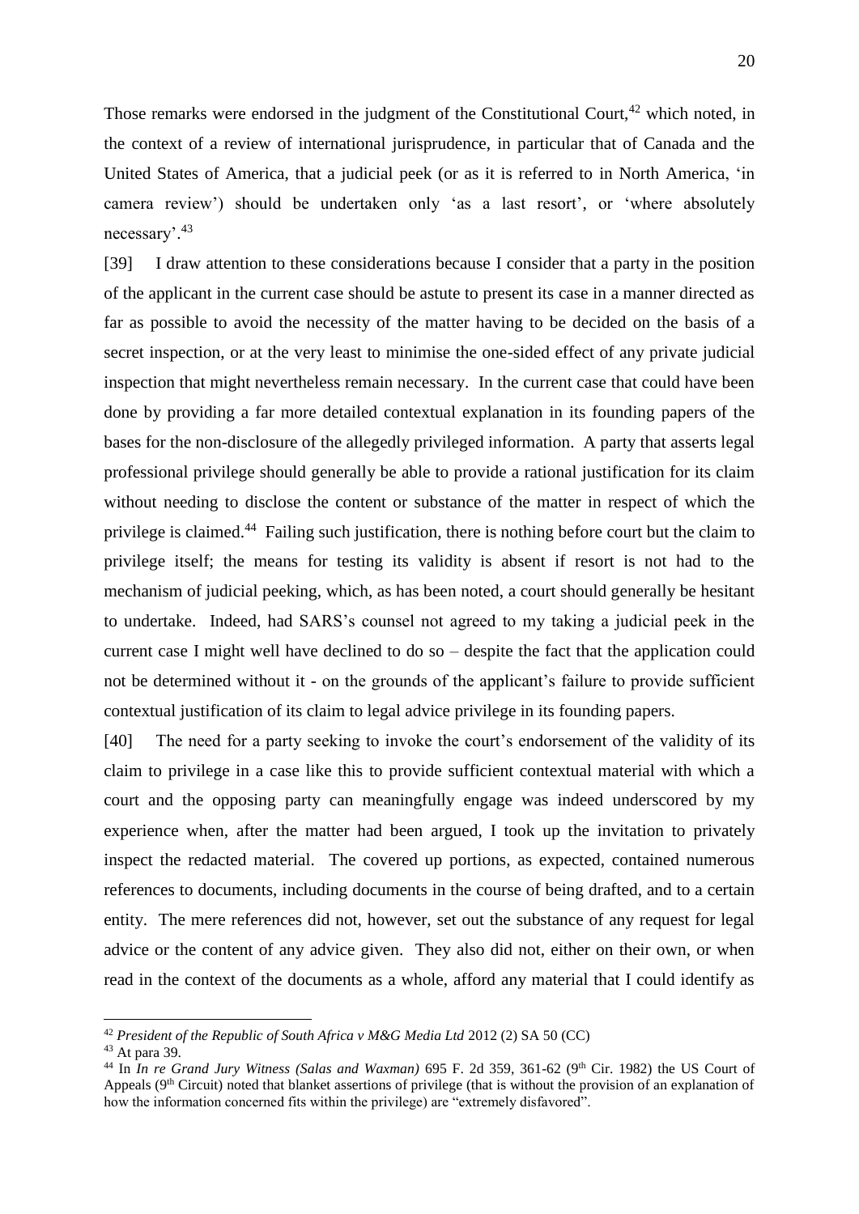Those remarks were endorsed in the judgment of the Constitutional Court,[42] which noted, in the context of a review of international jurisprudence, in particular that of Canada and the United States of America, that a judicial peek (or as it is referred to in North America, 'in camera review') should be undertaken only 'as a last resort', or 'where absolutely necessary'.[43]

[39] I draw attention to these considerations because I consider that a party in the position of the applicant in the current case should be astute to present its case in a manner directed as far as possible to avoid the necessity of the matter having to be decided on the basis of a secret inspection, or at the very least to minimise the one-sided effect of any private judicial inspection that might nevertheless remain necessary. In the current case that could have been done by providing a far more detailed contextual explanation in its founding papers of the bases for the non-disclosure of the allegedly privileged information. A party that asserts legal professional privilege should generally be able to provide a rational justification for its claim without needing to disclose the content or substance of the matter in respect of which the privilege is claimed.[44] Failing such justification, there is nothing before court but the claim to privilege itself; the means for testing its validity is absent if resort is not had to the mechanism of judicial peeking, which, as has been noted, a court should generally be hesitant to undertake. Indeed, had SARS's counsel not agreed to my taking a judicial peek in the current case I might well have declined to do so – despite the fact that the application could not be determined without it - on the grounds of the applicant's failure to provide sufficient contextual justification of its claim to legal advice privilege in its founding papers.

[40] The need for a party seeking to invoke the court's endorsement of the validity of its claim to privilege in a case like this to provide sufficient contextual material with which a court and the opposing party can meaningfully engage was indeed underscored by my experience when, after the matter had been argued, I took up the invitation to privately inspect the redacted material. The covered up portions, as expected, contained numerous references to documents, including documents in the course of being drafted, and to a certain entity. The mere references did not, however, set out the substance of any request for legal advice or the content of any advice given. They also did not, either on their own, or when read in the context of the documents as a whole, afford any material that I could identify as

---

[42] *President of the Republic of South Africa v M&G Media Ltd* 2012 (2) SA 50 (CC)

[43] At para 39.

[44] In *In re Grand Jury Witness (Salas and Waxman)* 695 F. 2d 359, 361-62 (9th Cir. 1982) the US Court of Appeals (9th Circuit) noted that blanket assertions of privilege (that is without the provision of an explanation of how the information concerned fits within the privilege) are "extremely disfavored".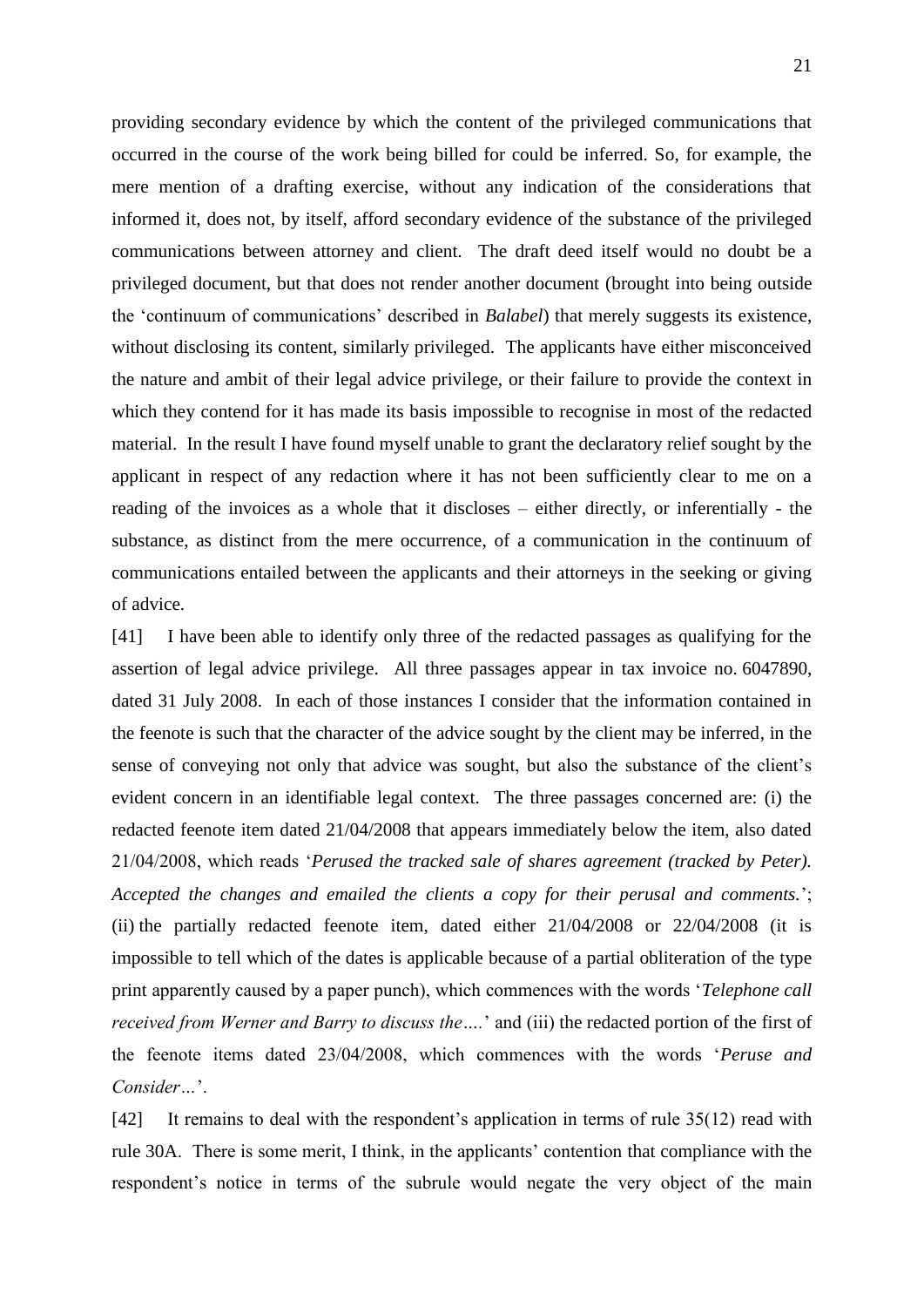providing secondary evidence by which the content of the privileged communications that occurred in the course of the work being billed for could be inferred. So, for example, the mere mention of a drafting exercise, without any indication of the considerations that informed it, does not, by itself, afford secondary evidence of the substance of the privileged communications between attorney and client. The draft deed itself would no doubt be a privileged document, but that does not render another document (brought into being outside the 'continuum of communications' described in *Balabel*) that merely suggests its existence, without disclosing its content, similarly privileged. The applicants have either misconceived the nature and ambit of their legal advice privilege, or their failure to provide the context in which they contend for it has made its basis impossible to recognise in most of the redacted material. In the result I have found myself unable to grant the declaratory relief sought by the applicant in respect of any redaction where it has not been sufficiently clear to me on a reading of the invoices as a whole that it discloses – either directly, or inferentially - the substance, as distinct from the mere occurrence, of a communication in the continuum of communications entailed between the applicants and their attorneys in the seeking or giving of advice.

[41] I have been able to identify only three of the redacted passages as qualifying for the assertion of legal advice privilege. All three passages appear in tax invoice no. 6047890, dated 31 July 2008. In each of those instances I consider that the information contained in the feenote is such that the character of the advice sought by the client may be inferred, in the sense of conveying not only that advice was sought, but also the substance of the client's evident concern in an identifiable legal context. The three passages concerned are: (i) the redacted feenote item dated 21/04/2008 that appears immediately below the item, also dated 21/04/2008, which reads '*Perused the tracked sale of shares agreement (tracked by Peter). Accepted the changes and emailed the clients a copy for their perusal and comments.*'; (ii) the partially redacted feenote item, dated either 21/04/2008 or 22/04/2008 (it is impossible to tell which of the dates is applicable because of a partial obliteration of the type print apparently caused by a paper punch), which commences with the words '*Telephone call received from Werner and Barry to discuss the….*' and (iii) the redacted portion of the first of the feenote items dated 23/04/2008, which commences with the words '*Peruse and Consider…*'.

[42] It remains to deal with the respondent's application in terms of rule 35(12) read with rule 30A. There is some merit, I think, in the applicants' contention that compliance with the respondent's notice in terms of the subrule would negate the very object of the main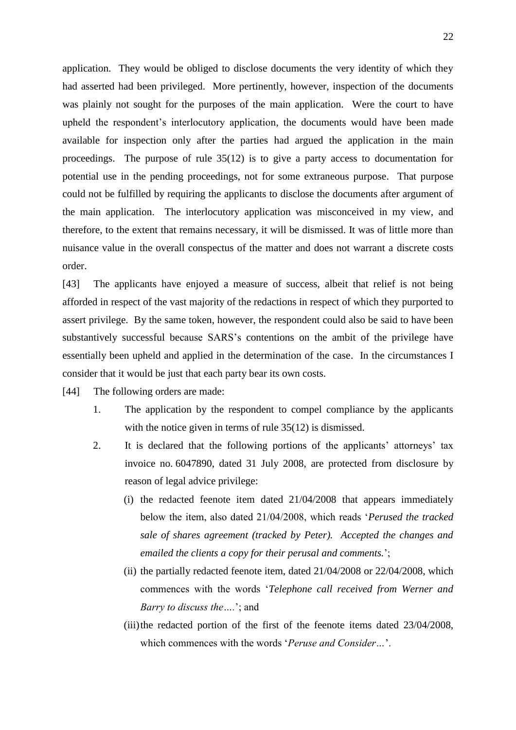application. They would be obliged to disclose documents the very identity of which they had asserted had been privileged. More pertinently, however, inspection of the documents was plainly not sought for the purposes of the main application. Were the court to have upheld the respondent's interlocutory application, the documents would have been made available for inspection only after the parties had argued the application in the main proceedings. The purpose of rule 35(12) is to give a party access to documentation for potential use in the pending proceedings, not for some extraneous purpose. That purpose could not be fulfilled by requiring the applicants to disclose the documents after argument of the main application. The interlocutory application was misconceived in my view, and therefore, to the extent that remains necessary, it will be dismissed. It was of little more than nuisance value in the overall conspectus of the matter and does not warrant a discrete costs order.

[43] The applicants have enjoyed a measure of success, albeit that relief is not being afforded in respect of the vast majority of the redactions in respect of which they purported to assert privilege. By the same token, however, the respondent could also be said to have been substantively successful because SARS's contentions on the ambit of the privilege have essentially been upheld and applied in the determination of the case. In the circumstances I consider that it would be just that each party bear its own costs.

[44] The following orders are made:

1. The application by the respondent to compel compliance by the applicants with the notice given in terms of rule 35(12) is dismissed.
2. It is declared that the following portions of the applicants' attorneys' tax invoice no. 6047890, dated 31 July 2008, are protected from disclosure by reason of legal advice privilege:
   (i) the redacted feenote item dated 21/04/2008 that appears immediately below the item, also dated 21/04/2008, which reads '*Perused the tracked sale of shares agreement (tracked by Peter). Accepted the changes and emailed the clients a copy for their perusal and comments.*';
   (ii) the partially redacted feenote item, dated 21/04/2008 or 22/04/2008, which commences with the words '*Telephone call received from Werner and Barry to discuss the….*'; and
   (iii) the redacted portion of the first of the feenote items dated 23/04/2008, which commences with the words '*Peruse and Consider…*'.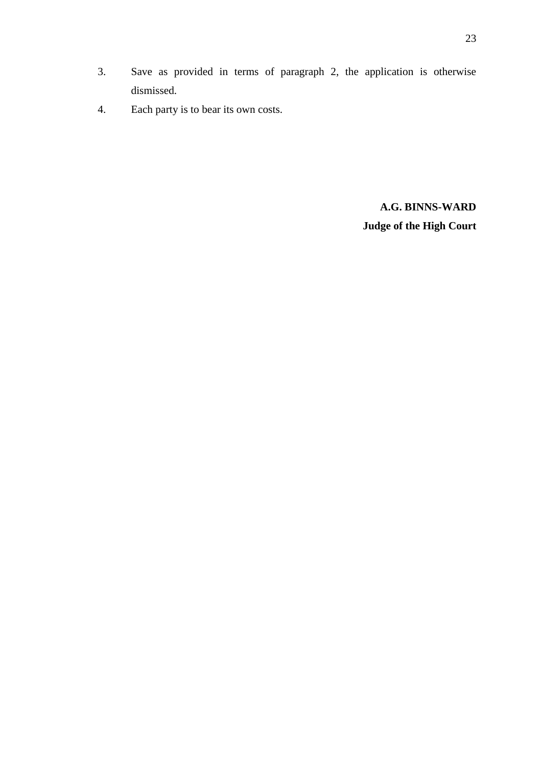3. Save as provided in terms of paragraph 2, the application is otherwise dismissed.
4. Each party is to bear its own costs.

**A.G. BINNS-WARD**
**Judge of the High Court**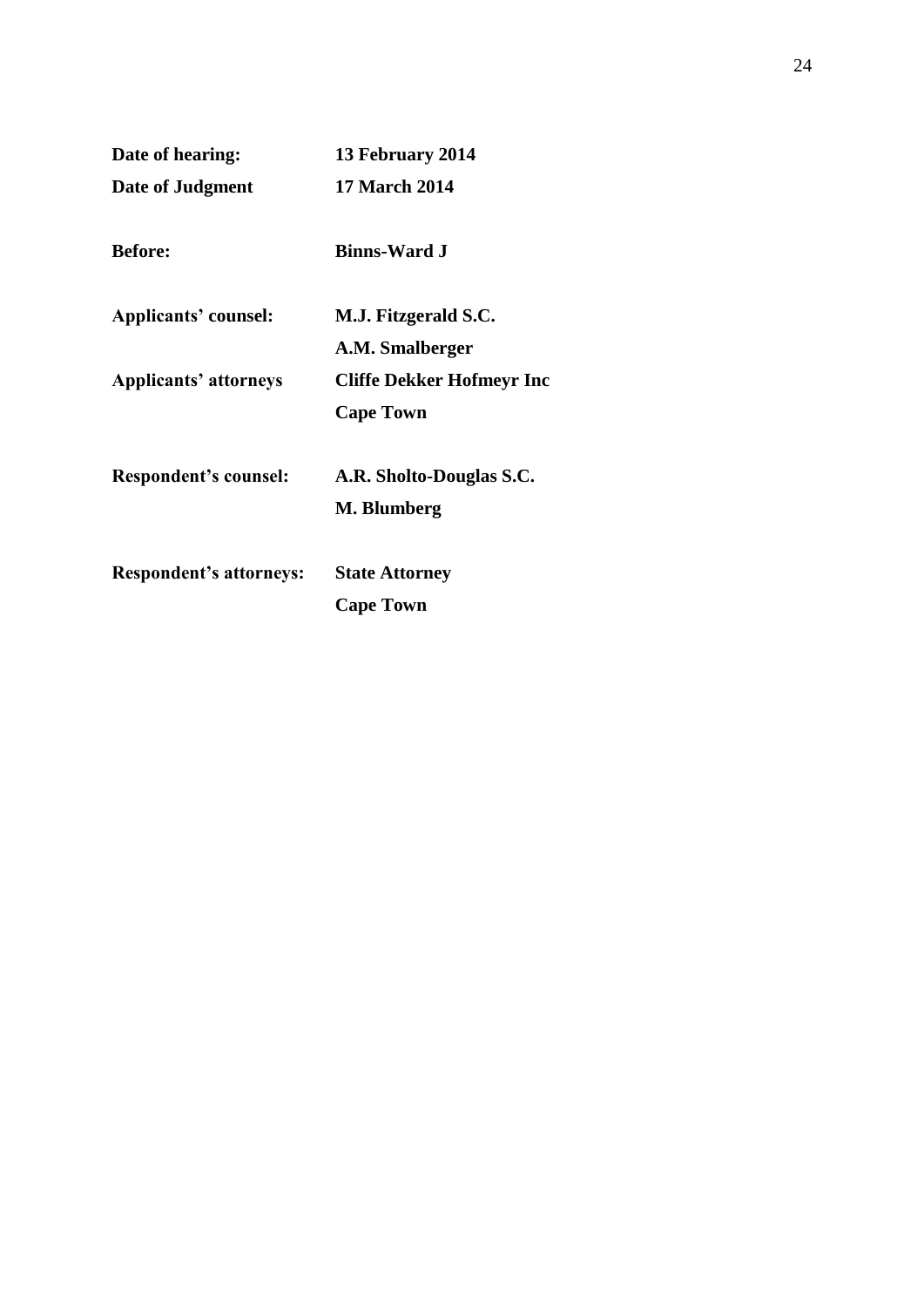| | |
|---|---|
| **Date of hearing:** | **13 February 2014** |
| **Date of Judgment** | **17 March 2014** |
| | |
| **Before:** | **Binns-Ward J** |
| | |
| **Applicants' counsel:** | **M.J. Fitzgerald S.C.** |
| | **A.M. Smalberger** |
| **Applicants' attorneys** | **Cliffe Dekker Hofmeyr Inc** |
| | **Cape Town** |
| | |
| **Respondent's counsel:** | **A.R. Sholto-Douglas S.C.** |
| | **M. Blumberg** |
| | |
| **Respondent's attorneys:** | **State Attorney** |
| | **Cape Town** |